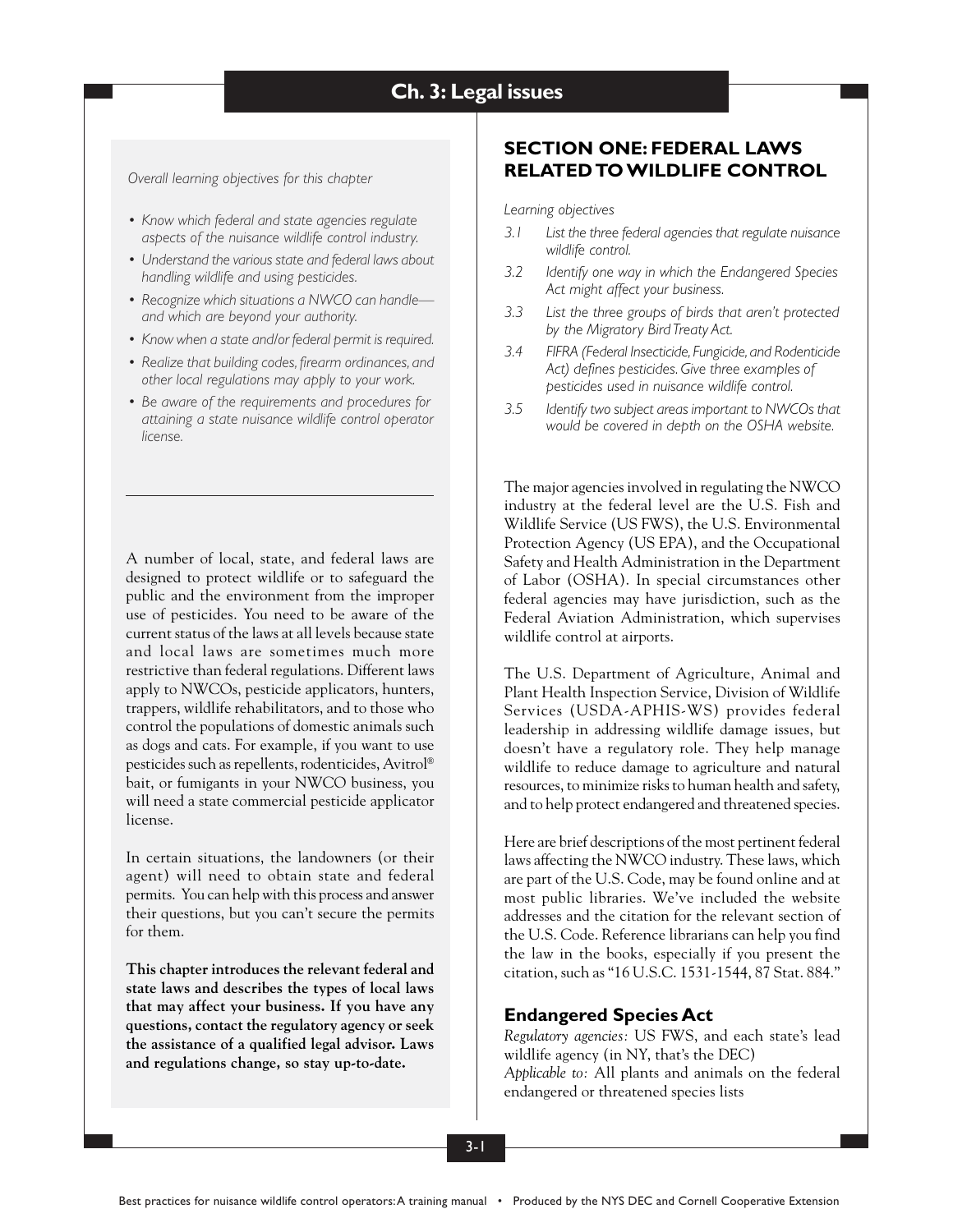# Ch. 3: Legal issues

*Overall learning objectives for this chapter*

- *Know which federal and state agencies regulate aspects of the nuisance wildlife control industry.*
- *Understand the various state and federal laws about handling wildlife and using pesticides.*
- *Recognize which situations a NWCO can handle—and which are beyond your authority.*
- *Know when a state and/or federal permit is required.*
- *Realize that building codes, firearm ordinances, and other local regulations may apply to your work.*
- *Be aware of the requirements and procedures for attaining a state nuisance wildlife control operator license.*

A number of local, state, and federal laws are designed to protect wildlife or to safeguard the public and the environment from the improper use of pesticides. You need to be aware of the current status of the laws at all levels because state and local laws are sometimes much more restrictive than federal regulations. Different laws apply to NWCOs, pesticide applicators, hunters, trappers, wildlife rehabilitators, and to those who control the populations of domestic animals such as dogs and cats. For example, if you want to use pesticides such as repellents, rodenticides, Avitrol® bait, or fumigants in your NWCO business, you will need a state commercial pesticide applicator license.

In certain situations, the landowners (or their agent) will need to obtain state and federal permits. You can help with this process and answer their questions, but you can't secure the permits for them.

**This chapter introduces the relevant federal and state laws and describes the types of local laws that may affect your business. If you have any questions, contact the regulatory agency or seek the assistance of a qualified legal advisor. Laws and regulations change, so stay up-to-date.**

## SECTION ONE: FEDERAL LAWS RELATED TO WILDLIFE CONTROL

*Learning objectives*

*3.1 List the three federal agencies that regulate nuisance wildlife control.*

*3.2 Identify one way in which the Endangered Species Act might affect your business.*

*3.3 List the three groups of birds that aren't protected by the Migratory Bird Treaty Act.*

*3.4 FIFRA (Federal Insecticide, Fungicide, and Rodenticide Act) defines pesticides. Give three examples of pesticides used in nuisance wildlife control.*

*3.5 Identify two subject areas important to NWCOs that would be covered in depth on the OSHA website.*

The major agencies involved in regulating the NWCO industry at the federal level are the U.S. Fish and Wildlife Service (US FWS), the U.S. Environmental Protection Agency (US EPA), and the Occupational Safety and Health Administration in the Department of Labor (OSHA). In special circumstances other federal agencies may have jurisdiction, such as the Federal Aviation Administration, which supervises wildlife control at airports.

The U.S. Department of Agriculture, Animal and Plant Health Inspection Service, Division of Wildlife Services (USDA-APHIS-WS) provides federal leadership in addressing wildlife damage issues, but doesn't have a regulatory role. They help manage wildlife to reduce damage to agriculture and natural resources, to minimize risks to human health and safety, and to help protect endangered and threatened species.

Here are brief descriptions of the most pertinent federal laws affecting the NWCO industry. These laws, which are part of the U.S. Code, may be found online and at most public libraries. We've included the website addresses and the citation for the relevant section of the U.S. Code. Reference librarians can help you find the law in the books, especially if you present the citation, such as "16 U.S.C. 1531-1544, 87 Stat. 884."

### Endangered Species Act

*Regulatory agencies:* US FWS, and each state's lead wildlife agency (in NY, that's the DEC)
*Applicable to:* All plants and animals on the federal endangered or threatened species lists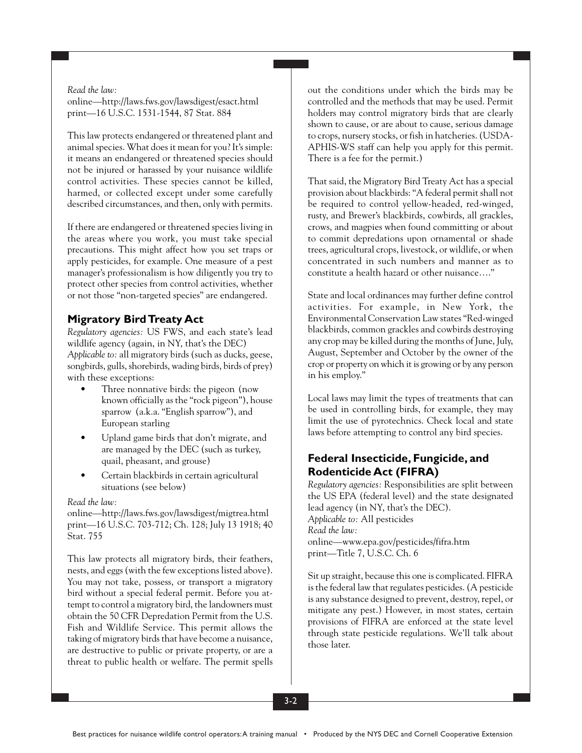*Read the law:*
online—http://laws.fws.gov/lawsdigest/esact.html
print—16 U.S.C. 1531-1544, 87 Stat. 884

This law protects endangered or threatened plant and animal species. What does it mean for you? It's simple: it means an endangered or threatened species should not be injured or harassed by your nuisance wildlife control activities. These species cannot be killed, harmed, or collected except under some carefully described circumstances, and then, only with permits.

If there are endangered or threatened species living in the areas where you work, you must take special precautions. This might affect how you set traps or apply pesticides, for example. One measure of a pest manager's professionalism is how diligently you try to protect other species from control activities, whether or not those "non-targeted species" are endangered.

## Migratory Bird Treaty Act

*Regulatory agencies:* US FWS, and each state's lead wildlife agency (again, in NY, that's the DEC)
*Applicable to:* all migratory birds (such as ducks, geese, songbirds, gulls, shorebirds, wading birds, birds of prey) with these exceptions:

- Three nonnative birds: the pigeon (now known officially as the "rock pigeon"), house sparrow (a.k.a. "English sparrow"), and European starling
- Upland game birds that don't migrate, and are managed by the DEC (such as turkey, quail, pheasant, and grouse)
- Certain blackbirds in certain agricultural situations (see below)

*Read the law:*
online—http://laws.fws.gov/lawsdigest/migtrea.html
print—16 U.S.C. 703-712; Ch. 128; July 13 1918; 40 Stat. 755

This law protects all migratory birds, their feathers, nests, and eggs (with the few exceptions listed above). You may not take, possess, or transport a migratory bird without a special federal permit. Before you attempt to control a migratory bird, the landowners must obtain the 50 CFR Depredation Permit from the U.S. Fish and Wildlife Service. This permit allows the taking of migratory birds that have become a nuisance, are destructive to public or private property, or are a threat to public health or welfare. The permit spells out the conditions under which the birds may be controlled and the methods that may be used. Permit holders may control migratory birds that are clearly shown to cause, or are about to cause, serious damage to crops, nursery stocks, or fish in hatcheries. (USDA-APHIS-WS staff can help you apply for this permit. There is a fee for the permit.)

That said, the Migratory Bird Treaty Act has a special provision about blackbirds: "A federal permit shall not be required to control yellow-headed, red-winged, rusty, and Brewer's blackbirds, cowbirds, all grackles, crows, and magpies when found committing or about to commit depredations upon ornamental or shade trees, agricultural crops, livestock, or wildlife, or when concentrated in such numbers and manner as to constitute a health hazard or other nuisance…."

State and local ordinances may further define control activities. For example, in New York, the Environmental Conservation Law states "Red-winged blackbirds, common grackles and cowbirds destroying any crop may be killed during the months of June, July, August, September and October by the owner of the crop or property on which it is growing or by any person in his employ."

Local laws may limit the types of treatments that can be used in controlling birds, for example, they may limit the use of pyrotechnics. Check local and state laws before attempting to control any bird species.

## Federal Insecticide, Fungicide, and Rodenticide Act (FIFRA)

*Regulatory agencies:* Responsibilities are split between the US EPA (federal level) and the state designated lead agency (in NY, that's the DEC).
*Applicable to:* All pesticides
*Read the law:*
online—www.epa.gov/pesticides/fifra.htm
print—Title 7, U.S.C. Ch. 6

Sit up straight, because this one is complicated. FIFRA is the federal law that regulates pesticides. (A pesticide is any substance designed to prevent, destroy, repel, or mitigate any pest.) However, in most states, certain provisions of FIFRA are enforced at the state level through state pesticide regulations. We'll talk about those later.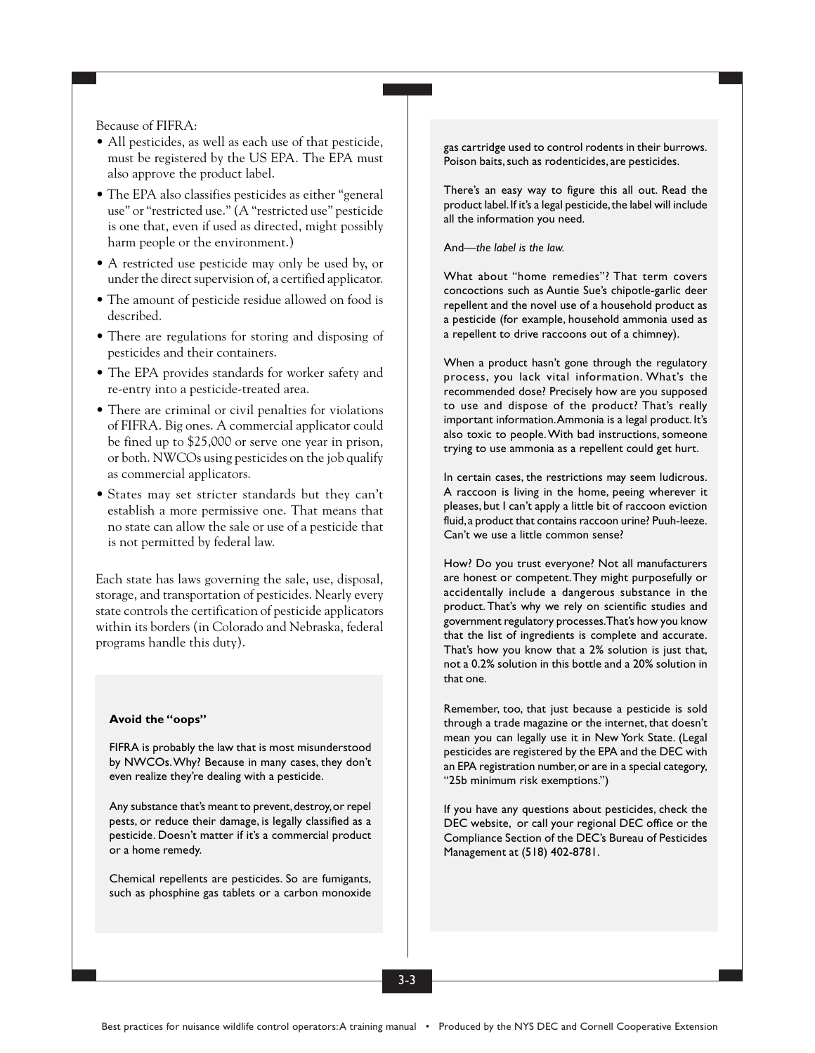Because of FIFRA:

- All pesticides, as well as each use of that pesticide, must be registered by the US EPA. The EPA must also approve the product label.
- The EPA also classifies pesticides as either "general use" or "restricted use." (A "restricted use" pesticide is one that, even if used as directed, might possibly harm people or the environment.)
- A restricted use pesticide may only be used by, or under the direct supervision of, a certified applicator.
- The amount of pesticide residue allowed on food is described.
- There are regulations for storing and disposing of pesticides and their containers.
- The EPA provides standards for worker safety and re-entry into a pesticide-treated area.
- There are criminal or civil penalties for violations of FIFRA. Big ones. A commercial applicator could be fined up to $25,000 or serve one year in prison, or both. NWCOs using pesticides on the job qualify as commercial applicators.
- States may set stricter standards but they can't establish a more permissive one. That means that no state can allow the sale or use of a pesticide that is not permitted by federal law.

Each state has laws governing the sale, use, disposal, storage, and transportation of pesticides. Nearly every state controls the certification of pesticide applicators within its borders (in Colorado and Nebraska, federal programs handle this duty).

**Avoid the "oops"**

FIFRA is probably the law that is most misunderstood by NWCOs. Why? Because in many cases, they don't even realize they're dealing with a pesticide.

Any substance that's meant to prevent, destroy, or repel pests, or reduce their damage, is legally classified as a pesticide. Doesn't matter if it's a commercial product or a home remedy.

Chemical repellents are pesticides. So are fumigants, such as phosphine gas tablets or a carbon monoxide gas cartridge used to control rodents in their burrows. Poison baits, such as rodenticides, are pesticides.

There's an easy way to figure this all out. Read the product label. If it's a legal pesticide, the label will include all the information you need.

And—*the label is the law.*

What about "home remedies"? That term covers concoctions such as Auntie Sue's chipotle-garlic deer repellent and the novel use of a household product as a pesticide (for example, household ammonia used as a repellent to drive raccoons out of a chimney).

When a product hasn't gone through the regulatory process, you lack vital information. What's the recommended dose? Precisely how are you supposed to use and dispose of the product? That's really important information. Ammonia is a legal product. It's also toxic to people. With bad instructions, someone trying to use ammonia as a repellent could get hurt.

In certain cases, the restrictions may seem ludicrous. A raccoon is living in the home, peeing wherever it pleases, but I can't apply a little bit of raccoon eviction fluid, a product that contains raccoon urine? Puuh-leeze. Can't we use a little common sense?

How? Do you trust everyone? Not all manufacturers are honest or competent. They might purposefully or accidentally include a dangerous substance in the product. That's why we rely on scientific studies and government regulatory processes. That's how you know that the list of ingredients is complete and accurate. That's how you know that a 2% solution is just that, not a 0.2% solution in this bottle and a 20% solution in that one.

Remember, too, that just because a pesticide is sold through a trade magazine or the internet, that doesn't mean you can legally use it in New York State. (Legal pesticides are registered by the EPA and the DEC with an EPA registration number, or are in a special category, "25b minimum risk exemptions.")

If you have any questions about pesticides, check the DEC website, or call your regional DEC office or the Compliance Section of the DEC's Bureau of Pesticides Management at (518) 402-8781.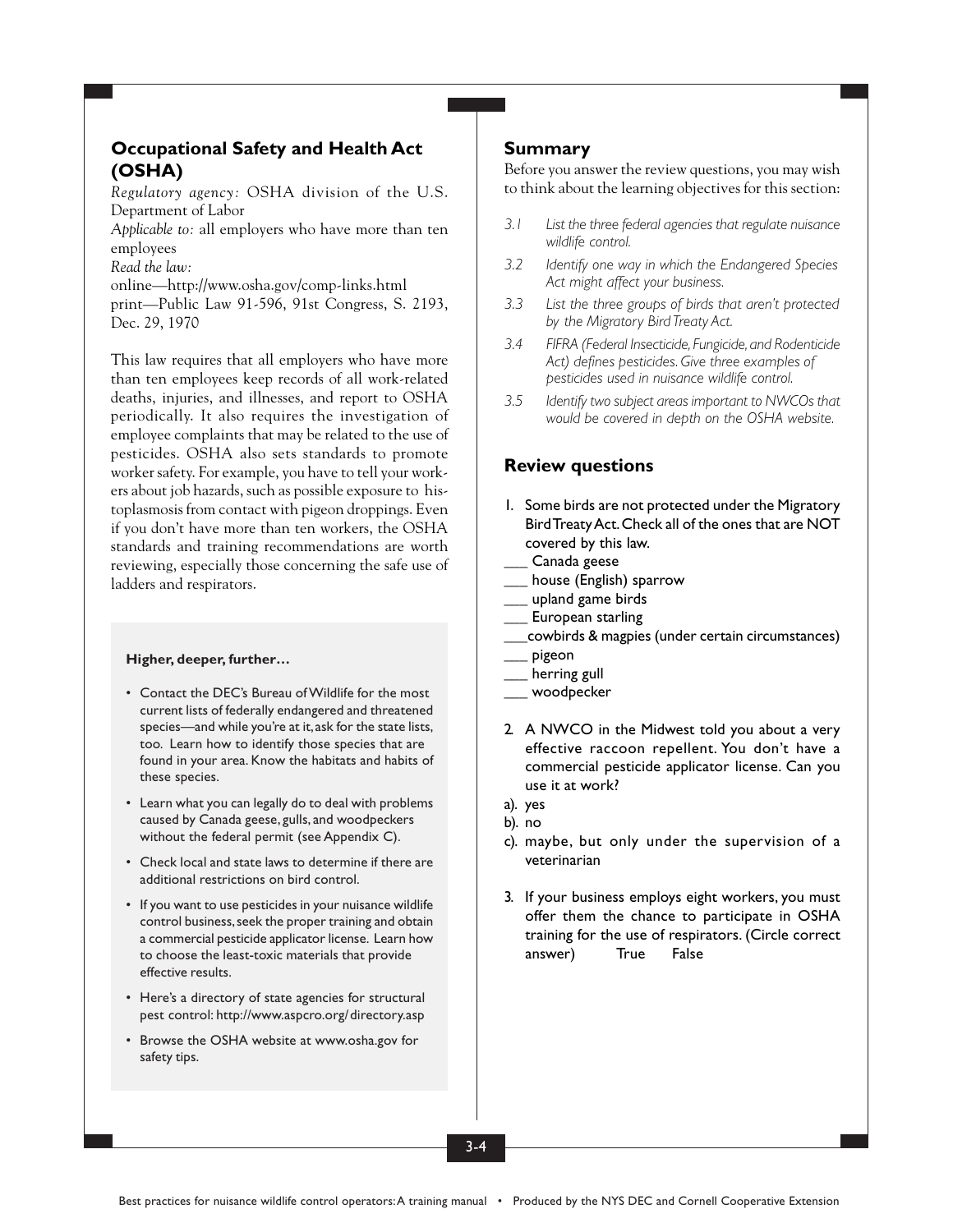## Occupational Safety and Health Act (OSHA)

*Regulatory agency:* OSHA division of the U.S. Department of Labor

*Applicable to:* all employers who have more than ten employees

*Read the law:*

online—http://www.osha.gov/comp-links.html

print—Public Law 91-596, 91st Congress, S. 2193, Dec. 29, 1970

This law requires that all employers who have more than ten employees keep records of all work-related deaths, injuries, and illnesses, and report to OSHA periodically. It also requires the investigation of employee complaints that may be related to the use of pesticides. OSHA also sets standards to promote worker safety. For example, you have to tell your workers about job hazards, such as possible exposure to histoplasmosis from contact with pigeon droppings. Even if you don't have more than ten workers, the OSHA standards and training recommendations are worth reviewing, especially those concerning the safe use of ladders and respirators.

**Higher, deeper, further…**

- Contact the DEC's Bureau of Wildlife for the most current lists of federally endangered and threatened species—and while you're at it, ask for the state lists, too. Learn how to identify those species that are found in your area. Know the habitats and habits of these species.
- Learn what you can legally do to deal with problems caused by Canada geese, gulls, and woodpeckers without the federal permit (see Appendix C).
- Check local and state laws to determine if there are additional restrictions on bird control.
- If you want to use pesticides in your nuisance wildlife control business, seek the proper training and obtain a commercial pesticide applicator license. Learn how to choose the least-toxic materials that provide effective results.
- Here's a directory of state agencies for structural pest control: http://www.aspcro.org/ directory.asp
- Browse the OSHA website at www.osha.gov for safety tips.

## Summary

Before you answer the review questions, you may wish to think about the learning objectives for this section:

*3.1 List the three federal agencies that regulate nuisance wildlife control.*

*3.2 Identify one way in which the Endangered Species Act might affect your business.*

*3.3 List the three groups of birds that aren't protected by the Migratory Bird Treaty Act.*

*3.4 FIFRA (Federal Insecticide, Fungicide, and Rodenticide Act) defines pesticides. Give three examples of pesticides used in nuisance wildlife control.*

*3.5 Identify two subject areas important to NWCOs that would be covered in depth on the OSHA website.*

## Review questions

1. Some birds are not protected under the Migratory Bird Treaty Act. Check all of the ones that are NOT covered by this law.

___ Canada geese

___ house (English) sparrow

___ upland game birds

___ European starling

___cowbirds & magpies (under certain circumstances)

___ pigeon

___ herring gull

___ woodpecker

2. A NWCO in the Midwest told you about a very effective raccoon repellent. You don't have a commercial pesticide applicator license. Can you use it at work?

a). yes

b). no

c). maybe, but only under the supervision of a veterinarian

3. If your business employs eight workers, you must offer them the chance to participate in OSHA training for the use of respirators. (Circle correct answer) True False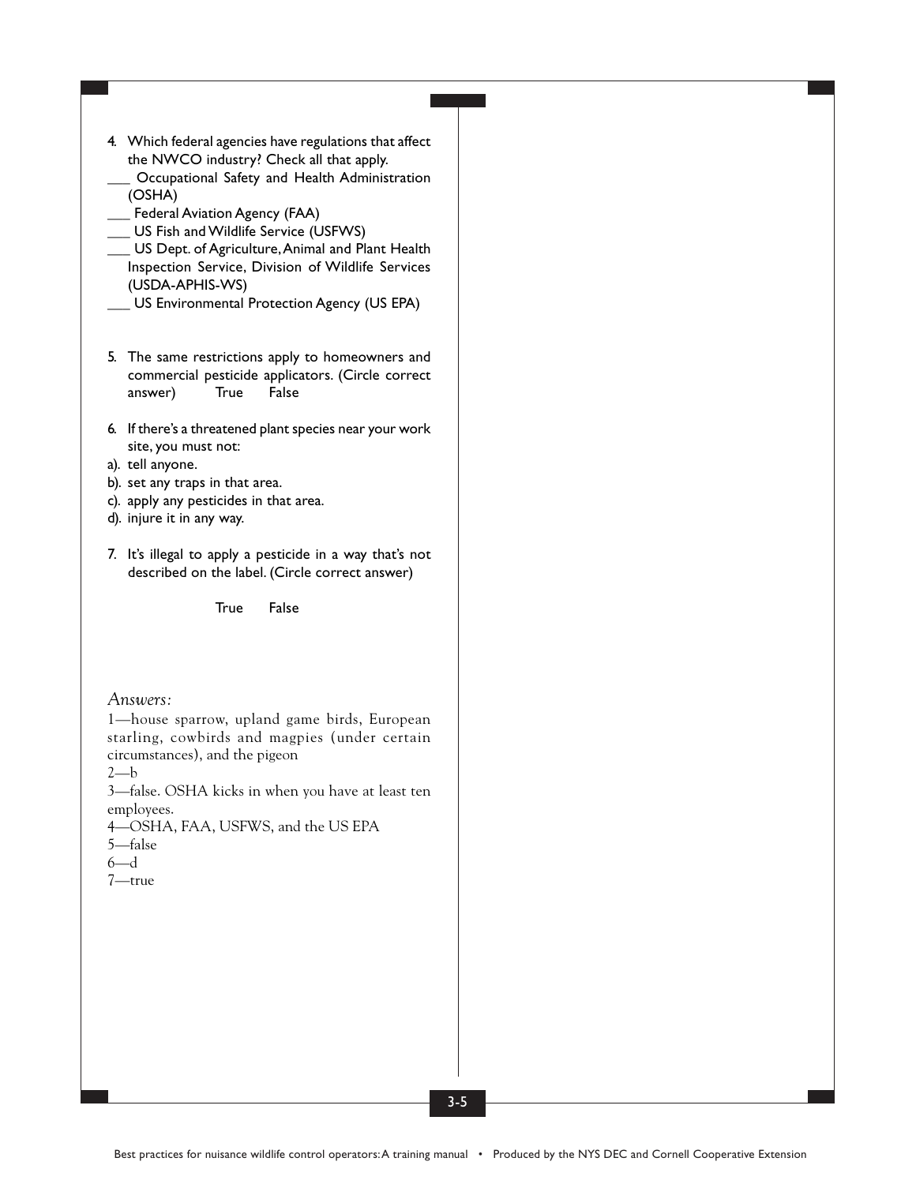4. Which federal agencies have regulations that affect the NWCO industry? Check all that apply.
___ Occupational Safety and Health Administration (OSHA)
___ Federal Aviation Agency (FAA)
___ US Fish and Wildlife Service (USFWS)
___ US Dept. of Agriculture, Animal and Plant Health Inspection Service, Division of Wildlife Services (USDA-APHIS-WS)
___ US Environmental Protection Agency (US EPA)

5. The same restrictions apply to homeowners and commercial pesticide applicators. (Circle correct answer) True False

6. If there's a threatened plant species near your work site, you must not:
a). tell anyone.
b). set any traps in that area.
c). apply any pesticides in that area.
d). injure it in any way.

7. It's illegal to apply a pesticide in a way that's not described on the label. (Circle correct answer)

True False

*Answers:*

1—house sparrow, upland game birds, European starling, cowbirds and magpies (under certain circumstances), and the pigeon
2—b
3—false. OSHA kicks in when you have at least ten employees.
4—OSHA, FAA, USFWS, and the US EPA
5—false
6—d
7—true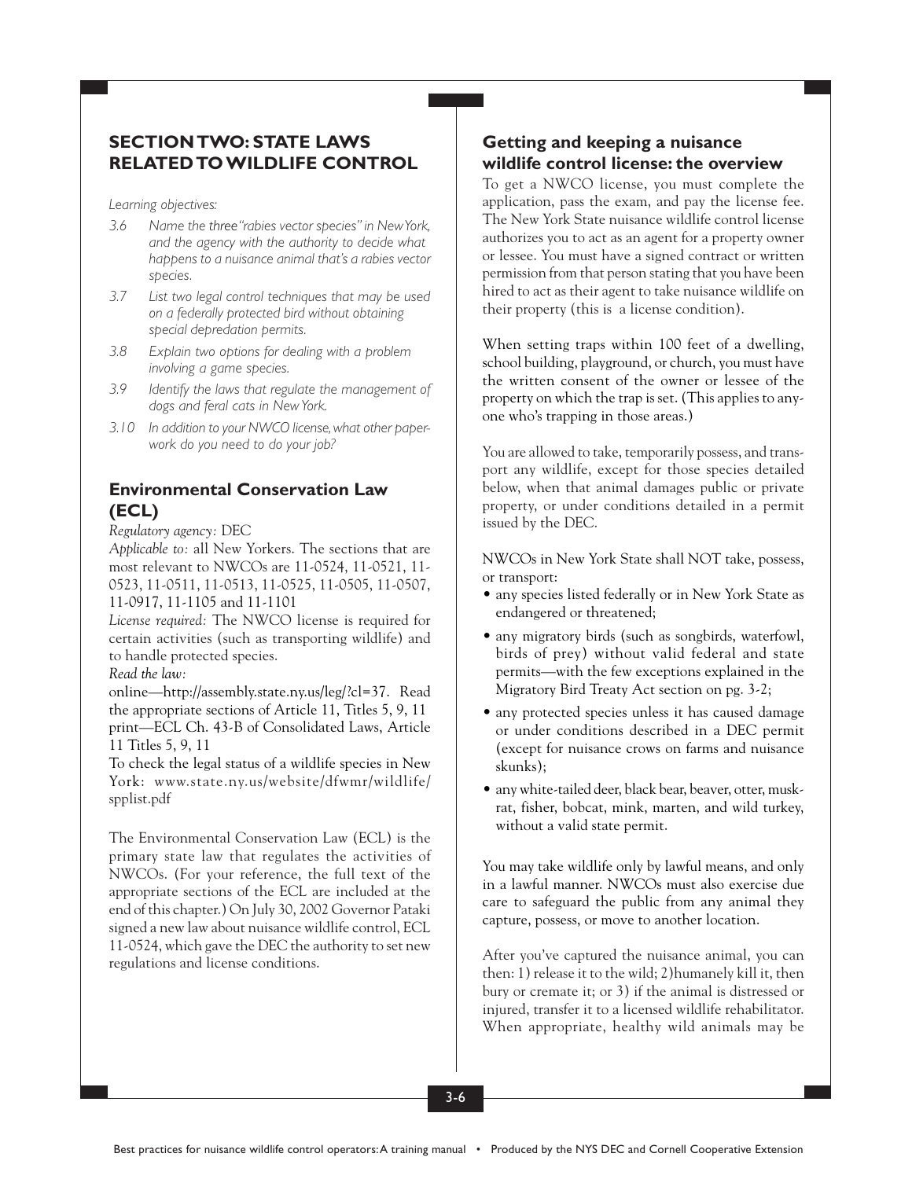## SECTION TWO: STATE LAWS RELATED TO WILDLIFE CONTROL

*Learning objectives:*

*3.6 Name the three "rabies vector species" in New York, and the agency with the authority to decide what happens to a nuisance animal that's a rabies vector species.*

*3.7 List two legal control techniques that may be used on a federally protected bird without obtaining special depredation permits.*

*3.8 Explain two options for dealing with a problem involving a game species.*

*3.9 Identify the laws that regulate the management of dogs and feral cats in New York.*

*3.10 In addition to your NWCO license, what other paperwork do you need to do your job?*

### Environmental Conservation Law (ECL)

*Regulatory agency:* DEC

*Applicable to:* all New Yorkers. The sections that are most relevant to NWCOs are 11-0524, 11-0521, 11-0523, 11-0511, 11-0513, 11-0525, 11-0505, 11-0507, 11-0917, 11-1105 and 11-1101

*License required:* The NWCO license is required for certain activities (such as transporting wildlife) and to handle protected species.

*Read the law:*

online—http://assembly.state.ny.us/leg/?cl=37. Read the appropriate sections of Article 11, Titles 5, 9, 11

print—ECL Ch. 43-B of Consolidated Laws, Article 11 Titles 5, 9, 11

To check the legal status of a wildlife species in New York: www.state.ny.us/website/dfwmr/wildlife/spplist.pdf

The Environmental Conservation Law (ECL) is the primary state law that regulates the activities of NWCOs. (For your reference, the full text of the appropriate sections of the ECL are included at the end of this chapter.) On July 30, 2002 Governor Pataki signed a new law about nuisance wildlife control, ECL 11-0524, which gave the DEC the authority to set new regulations and license conditions.

### Getting and keeping a nuisance wildlife control license: the overview

To get a NWCO license, you must complete the application, pass the exam, and pay the license fee. The New York State nuisance wildlife control license authorizes you to act as an agent for a property owner or lessee. You must have a signed contract or written permission from that person stating that you have been hired to act as their agent to take nuisance wildlife on their property (this is a license condition).

When setting traps within 100 feet of a dwelling, school building, playground, or church, you must have the written consent of the owner or lessee of the property on which the trap is set. (This applies to anyone who's trapping in those areas.)

You are allowed to take, temporarily possess, and transport any wildlife, except for those species detailed below, when that animal damages public or private property, or under conditions detailed in a permit issued by the DEC.

NWCOs in New York State shall NOT take, possess, or transport:

- any species listed federally or in New York State as endangered or threatened;
- any migratory birds (such as songbirds, waterfowl, birds of prey) without valid federal and state permits—with the few exceptions explained in the Migratory Bird Treaty Act section on pg. 3-2;
- any protected species unless it has caused damage or under conditions described in a DEC permit (except for nuisance crows on farms and nuisance skunks);
- any white-tailed deer, black bear, beaver, otter, muskrat, fisher, bobcat, mink, marten, and wild turkey, without a valid state permit.

You may take wildlife only by lawful means, and only in a lawful manner. NWCOs must also exercise due care to safeguard the public from any animal they capture, possess, or move to another location.

After you've captured the nuisance animal, you can then: 1) release it to the wild; 2)humanely kill it, then bury or cremate it; or 3) if the animal is distressed or injured, transfer it to a licensed wildlife rehabilitator. When appropriate, healthy wild animals may be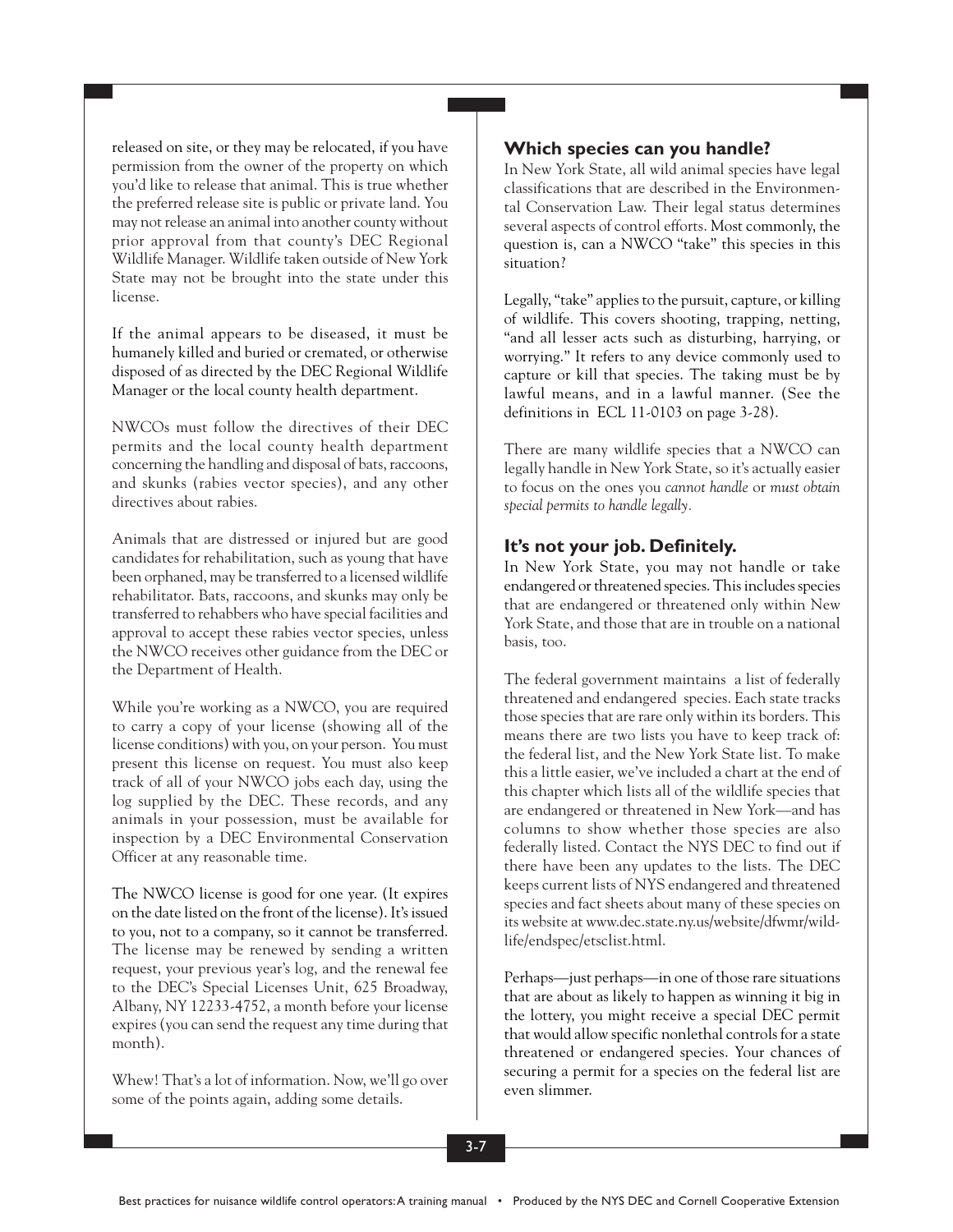released on site, or they may be relocated, if you have permission from the owner of the property on which you'd like to release that animal. This is true whether the preferred release site is public or private land. You may not release an animal into another county without prior approval from that county's DEC Regional Wildlife Manager. Wildlife taken outside of New York State may not be brought into the state under this license.

If the animal appears to be diseased, it must be humanely killed and buried or cremated, or otherwise disposed of as directed by the DEC Regional Wildlife Manager or the local county health department.

NWCOs must follow the directives of their DEC permits and the local county health department concerning the handling and disposal of bats, raccoons, and skunks (rabies vector species), and any other directives about rabies.

Animals that are distressed or injured but are good candidates for rehabilitation, such as young that have been orphaned, may be transferred to a licensed wildlife rehabilitator. Bats, raccoons, and skunks may only be transferred to rehabbers who have special facilities and approval to accept these rabies vector species, unless the NWCO receives other guidance from the DEC or the Department of Health.

While you're working as a NWCO, you are required to carry a copy of your license (showing all of the license conditions) with you, on your person. You must present this license on request. You must also keep track of all of your NWCO jobs each day, using the log supplied by the DEC. These records, and any animals in your possession, must be available for inspection by a DEC Environmental Conservation Officer at any reasonable time.

The NWCO license is good for one year. (It expires on the date listed on the front of the license). It's issued to you, not to a company, so it cannot be transferred. The license may be renewed by sending a written request, your previous year's log, and the renewal fee to the DEC's Special Licenses Unit, 625 Broadway, Albany, NY 12233-4752, a month before your license expires (you can send the request any time during that month).

Whew! That's a lot of information. Now, we'll go over some of the points again, adding some details.

## Which species can you handle?

In New York State, all wild animal species have legal classifications that are described in the Environmental Conservation Law. Their legal status determines several aspects of control efforts. Most commonly, the question is, can a NWCO "take" this species in this situation?

Legally, "take" applies to the pursuit, capture, or killing of wildlife. This covers shooting, trapping, netting, "and all lesser acts such as disturbing, harrying, or worrying." It refers to any device commonly used to capture or kill that species. The taking must be by lawful means, and in a lawful manner. (See the definitions in ECL 11-0103 on page 3-28).

There are many wildlife species that a NWCO can legally handle in New York State, so it's actually easier to focus on the ones you *cannot handle* or *must obtain special permits to handle legally*.

## It's not your job. Definitely.

In New York State, you may not handle or take endangered or threatened species. This includes species that are endangered or threatened only within New York State, and those that are in trouble on a national basis, too.

The federal government maintains a list of federally threatened and endangered species. Each state tracks those species that are rare only within its borders. This means there are two lists you have to keep track of: the federal list, and the New York State list. To make this a little easier, we've included a chart at the end of this chapter which lists all of the wildlife species that are endangered or threatened in New York—and has columns to show whether those species are also federally listed. Contact the NYS DEC to find out if there have been any updates to the lists. The DEC keeps current lists of NYS endangered and threatened species and fact sheets about many of these species on its website at www.dec.state.ny.us/website/dfwmr/wildlife/endspec/etsclist.html.

Perhaps—just perhaps—in one of those rare situations that are about as likely to happen as winning it big in the lottery, you might receive a special DEC permit that would allow specific nonlethal controls for a state threatened or endangered species. Your chances of securing a permit for a species on the federal list are even slimmer.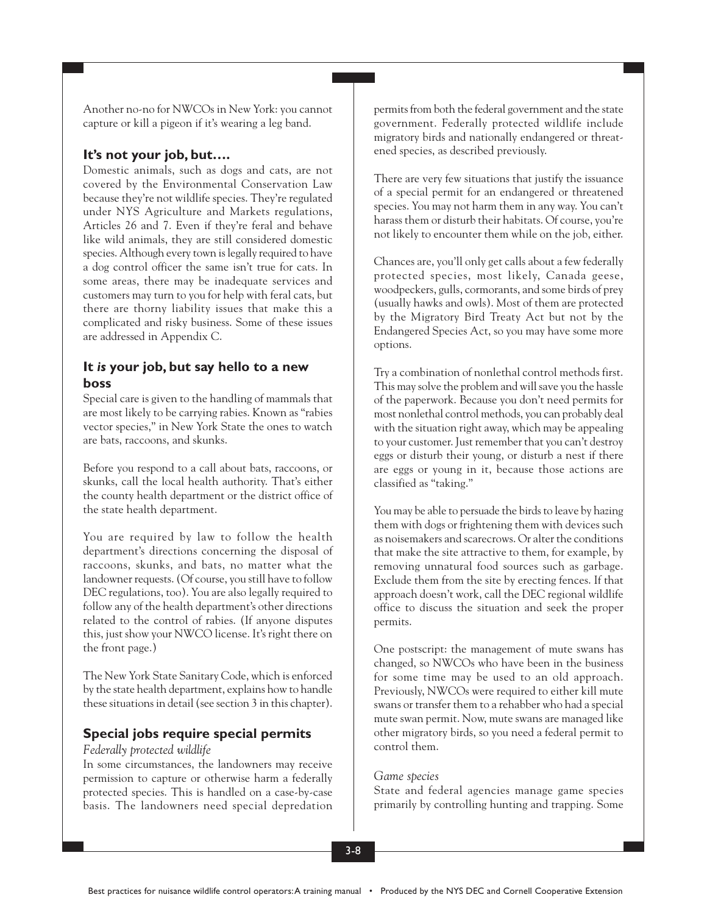Another no-no for NWCOs in New York: you cannot capture or kill a pigeon if it's wearing a leg band.

### It's not your job, but….

Domestic animals, such as dogs and cats, are not covered by the Environmental Conservation Law because they're not wildlife species. They're regulated under NYS Agriculture and Markets regulations, Articles 26 and 7. Even if they're feral and behave like wild animals, they are still considered domestic species. Although every town is legally required to have a dog control officer the same isn't true for cats. In some areas, there may be inadequate services and customers may turn to you for help with feral cats, but there are thorny liability issues that make this a complicated and risky business. Some of these issues are addressed in Appendix C.

### It *is* your job, but say hello to a new boss

Special care is given to the handling of mammals that are most likely to be carrying rabies. Known as "rabies vector species," in New York State the ones to watch are bats, raccoons, and skunks.

Before you respond to a call about bats, raccoons, or skunks, call the local health authority. That's either the county health department or the district office of the state health department.

You are required by law to follow the health department's directions concerning the disposal of raccoons, skunks, and bats, no matter what the landowner requests. (Of course, you still have to follow DEC regulations, too). You are also legally required to follow any of the health department's other directions related to the control of rabies. (If anyone disputes this, just show your NWCO license. It's right there on the front page.)

The New York State Sanitary Code, which is enforced by the state health department, explains how to handle these situations in detail (see section 3 in this chapter).

### Special jobs require special permits

*Federally protected wildlife*

In some circumstances, the landowners may receive permission to capture or otherwise harm a federally protected species. This is handled on a case-by-case basis. The landowners need special depredation permits from both the federal government and the state government. Federally protected wildlife include migratory birds and nationally endangered or threatened species, as described previously.

There are very few situations that justify the issuance of a special permit for an endangered or threatened species. You may not harm them in any way. You can't harass them or disturb their habitats. Of course, you're not likely to encounter them while on the job, either.

Chances are, you'll only get calls about a few federally protected species, most likely, Canada geese, woodpeckers, gulls, cormorants, and some birds of prey (usually hawks and owls). Most of them are protected by the Migratory Bird Treaty Act but not by the Endangered Species Act, so you may have some more options.

Try a combination of nonlethal control methods first. This may solve the problem and will save you the hassle of the paperwork. Because you don't need permits for most nonlethal control methods, you can probably deal with the situation right away, which may be appealing to your customer. Just remember that you can't destroy eggs or disturb their young, or disturb a nest if there are eggs or young in it, because those actions are classified as "taking."

You may be able to persuade the birds to leave by hazing them with dogs or frightening them with devices such as noisemakers and scarecrows. Or alter the conditions that make the site attractive to them, for example, by removing unnatural food sources such as garbage. Exclude them from the site by erecting fences. If that approach doesn't work, call the DEC regional wildlife office to discuss the situation and seek the proper permits.

One postscript: the management of mute swans has changed, so NWCOs who have been in the business for some time may be used to an old approach. Previously, NWCOs were required to either kill mute swans or transfer them to a rehabber who had a special mute swan permit. Now, mute swans are managed like other migratory birds, so you need a federal permit to control them.

*Game species*

State and federal agencies manage game species primarily by controlling hunting and trapping. Some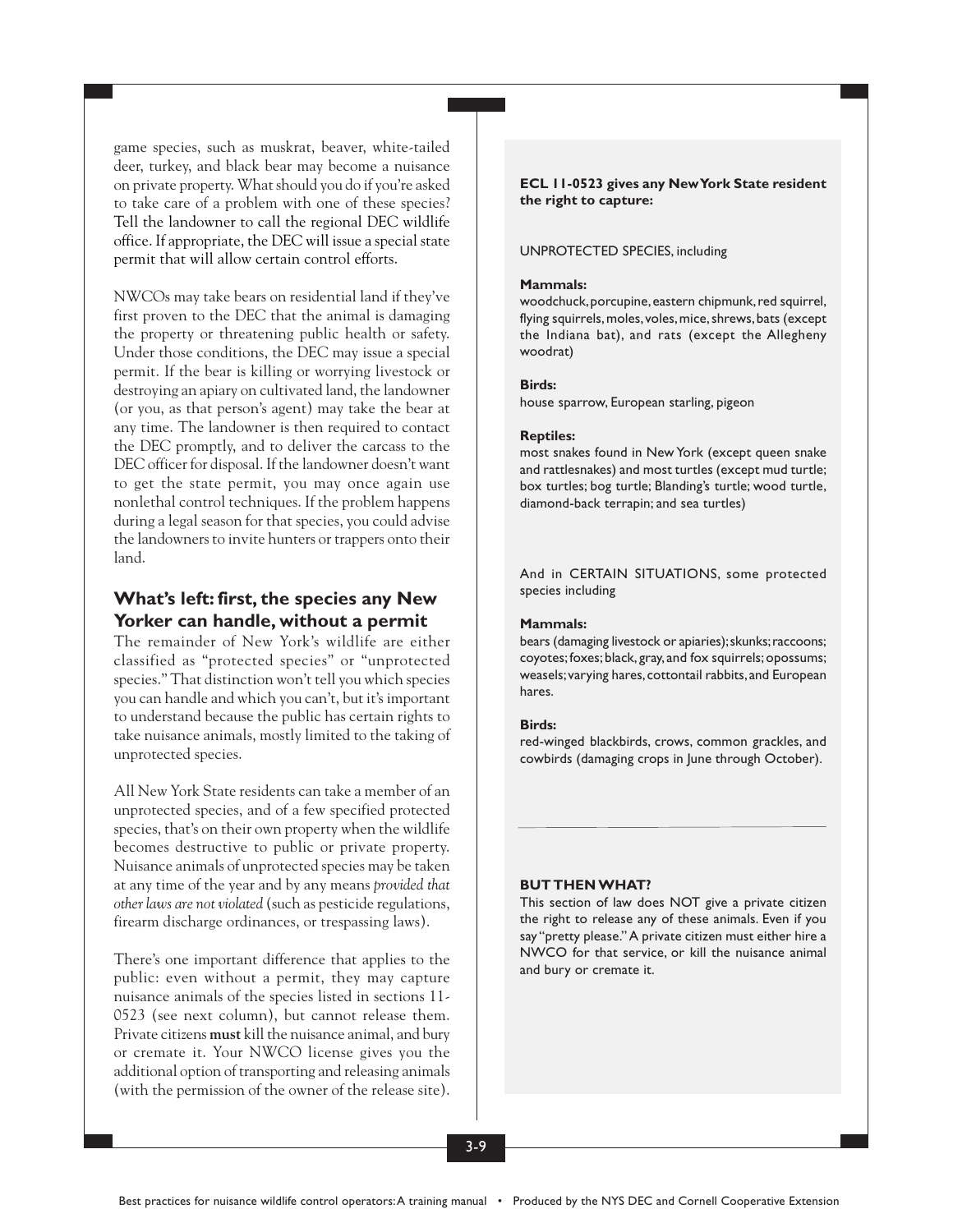game species, such as muskrat, beaver, white-tailed deer, turkey, and black bear may become a nuisance on private property. What should you do if you're asked to take care of a problem with one of these species? Tell the landowner to call the regional DEC wildlife office. If appropriate, the DEC will issue a special state permit that will allow certain control efforts.

NWCOs may take bears on residential land if they've first proven to the DEC that the animal is damaging the property or threatening public health or safety. Under those conditions, the DEC may issue a special permit. If the bear is killing or worrying livestock or destroying an apiary on cultivated land, the landowner (or you, as that person's agent) may take the bear at any time. The landowner is then required to contact the DEC promptly, and to deliver the carcass to the DEC officer for disposal. If the landowner doesn't want to get the state permit, you may once again use nonlethal control techniques. If the problem happens during a legal season for that species, you could advise the landowners to invite hunters or trappers onto their land.

## What's left: first, the species any New Yorker can handle, without a permit

The remainder of New York's wildlife are either classified as "protected species" or "unprotected species." That distinction won't tell you which species you can handle and which you can't, but it's important to understand because the public has certain rights to take nuisance animals, mostly limited to the taking of unprotected species.

All New York State residents can take a member of an unprotected species, and of a few specified protected species, that's on their own property when the wildlife becomes destructive to public or private property. Nuisance animals of unprotected species may be taken at any time of the year and by any means *provided that other laws are not violated* (such as pesticide regulations, firearm discharge ordinances, or trespassing laws).

There's one important difference that applies to the public: even without a permit, they may capture nuisance animals of the species listed in sections 11-0523 (see next column), but cannot release them. Private citizens **must** kill the nuisance animal, and bury or cremate it. Your NWCO license gives you the additional option of transporting and releasing animals (with the permission of the owner of the release site).

**ECL 11-0523 gives any New York State resident the right to capture:**

UNPROTECTED SPECIES, including

**Mammals:**
woodchuck, porcupine, eastern chipmunk, red squirrel, flying squirrels, moles, voles, mice, shrews, bats (except the Indiana bat), and rats (except the Allegheny woodrat)

**Birds:**
house sparrow, European starling, pigeon

**Reptiles:**
most snakes found in New York (except queen snake and rattlesnakes) and most turtles (except mud turtle; box turtles; bog turtle; Blanding's turtle; wood turtle, diamond-back terrapin; and sea turtles)

And in CERTAIN SITUATIONS, some protected species including

**Mammals:**
bears (damaging livestock or apiaries); skunks; raccoons; coyotes; foxes; black, gray, and fox squirrels; opossums; weasels; varying hares, cottontail rabbits, and European hares.

**Birds:**
red-winged blackbirds, crows, common grackles, and cowbirds (damaging crops in June through October).

---

**BUT THEN WHAT?**
This section of law does NOT give a private citizen the right to release any of these animals. Even if you say "pretty please." A private citizen must either hire a NWCO for that service, or kill the nuisance animal and bury or cremate it.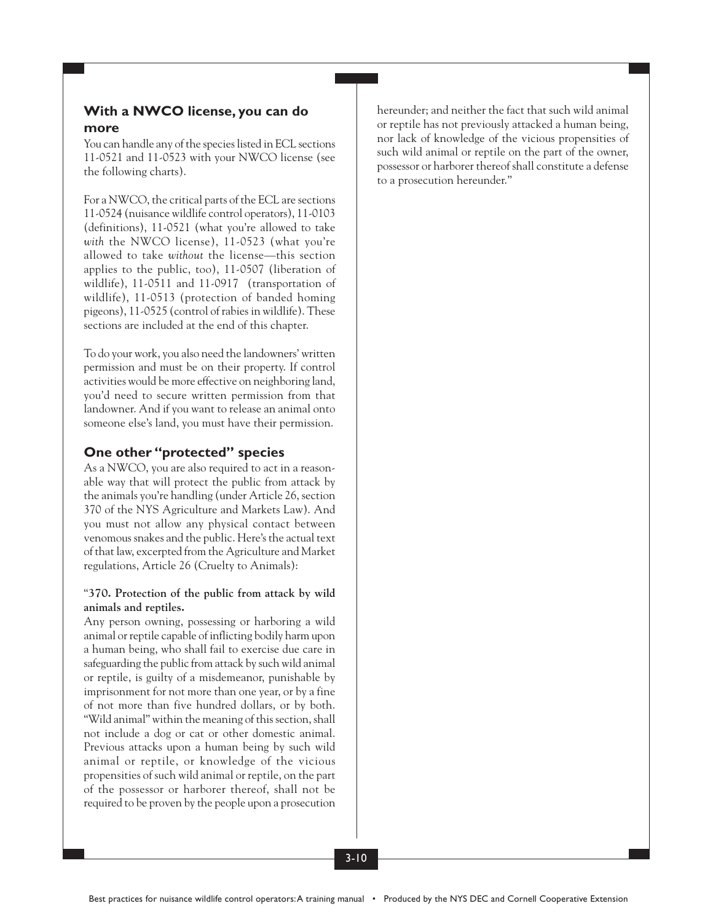## With a NWCO license, you can do more

You can handle any of the species listed in ECL sections 11-0521 and 11-0523 with your NWCO license (see the following charts).

For a NWCO, the critical parts of the ECL are sections 11-0524 (nuisance wildlife control operators), 11-0103 (definitions), 11-0521 (what you're allowed to take *with* the NWCO license), 11-0523 (what you're allowed to take *without* the license—this section applies to the public, too), 11-0507 (liberation of wildlife), 11-0511 and 11-0917 (transportation of wildlife), 11-0513 (protection of banded homing pigeons), 11-0525 (control of rabies in wildlife). These sections are included at the end of this chapter.

To do your work, you also need the landowners' written permission and must be on their property. If control activities would be more effective on neighboring land, you'd need to secure written permission from that landowner. And if you want to release an animal onto someone else's land, you must have their permission.

## One other "protected" species

As a NWCO, you are also required to act in a reasonable way that will protect the public from attack by the animals you're handling (under Article 26, section 370 of the NYS Agriculture and Markets Law). And you must not allow any physical contact between venomous snakes and the public. Here's the actual text of that law, excerpted from the Agriculture and Market regulations, Article 26 (Cruelty to Animals):

"**370. Protection of the public from attack by wild animals and reptiles.**

Any person owning, possessing or harboring a wild animal or reptile capable of inflicting bodily harm upon a human being, who shall fail to exercise due care in safeguarding the public from attack by such wild animal or reptile, is guilty of a misdemeanor, punishable by imprisonment for not more than one year, or by a fine of not more than five hundred dollars, or by both. "Wild animal" within the meaning of this section, shall not include a dog or cat or other domestic animal. Previous attacks upon a human being by such wild animal or reptile, or knowledge of the vicious propensities of such wild animal or reptile, on the part of the possessor or harborer thereof, shall not be required to be proven by the people upon a prosecution hereunder; and neither the fact that such wild animal or reptile has not previously attacked a human being, nor lack of knowledge of the vicious propensities of such wild animal or reptile on the part of the owner, possessor or harborer thereof shall constitute a defense to a prosecution hereunder."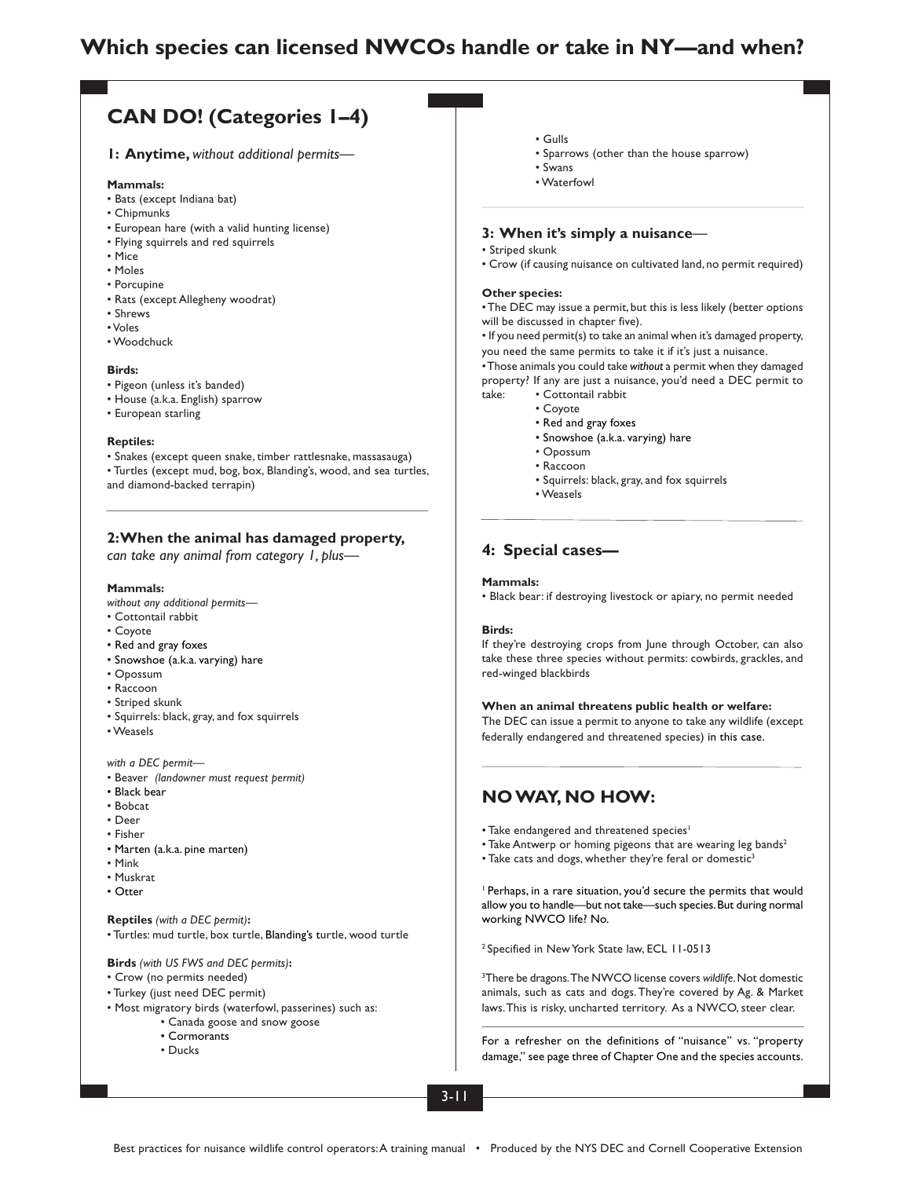# Which species can licensed NWCOs handle or take in NY—and when?

## CAN DO! (Categories 1–4)

### 1: Anytime, *without additional permits—*

**Mammals:**

- Bats (except Indiana bat)
- Chipmunks
- European hare (with a valid hunting license)
- Flying squirrels and red squirrels
- Mice
- Moles
- Porcupine
- Rats (except Allegheny woodrat)
- Shrews
- Voles
- Woodchuck

**Birds:**

- Pigeon (unless it's banded)
- House (a.k.a. English) sparrow
- European starling

**Reptiles:**

- Snakes (except queen snake, timber rattlesnake, massasauga)
- Turtles (except mud, bog, box, Blanding's, wood, and sea turtles, and diamond-backed terrapin)

### 2: When the animal has damaged property, *can take any animal from category 1, plus—*

**Mammals:**

*without any additional permits—*

- Cottontail rabbit
- Coyote
- Red and gray foxes
- Snowshoe (a.k.a. varying) hare
- Opossum
- Raccoon
- Striped skunk
- Squirrels: black, gray, and fox squirrels
- Weasels

*with a DEC permit—*

- Beaver *(landowner must request permit)*
- Black bear
- Bobcat
- Deer
- Fisher
- Marten (a.k.a. pine marten)
- Mink
- Muskrat
- Otter

**Reptiles** *(with a DEC permit)***:**

- Turtles: mud turtle, box turtle, Blanding's turtle, wood turtle

**Birds** *(with US FWS and DEC permits)***:**

- Crow (no permits needed)
- Turkey (just need DEC permit)
- Most migratory birds (waterfowl, passerines) such as:
    - Canada goose and snow goose
    - Cormorants
    - Ducks
    - Gulls
    - Sparrows (other than the house sparrow)
    - Swans
    - Waterfowl

### 3: When it's simply a nuisance—

- Striped skunk
- Crow (if causing nuisance on cultivated land, no permit required)

**Other species:**

- The DEC may issue a permit, but this is less likely (better options will be discussed in chapter five).
- If you need permit(s) to take an animal when it's damaged property, you need the same permits to take it if it's just a nuisance.
- Those animals you could take *without* a permit when they damaged property? If any are just a nuisance, you'd need a DEC permit to take:
    - Cottontail rabbit
    - Coyote
    - Red and gray foxes
    - Snowshoe (a.k.a. varying) hare
    - Opossum
    - Raccoon
    - Squirrels: black, gray, and fox squirrels
    - Weasels

### 4: Special cases—

**Mammals:**

- Black bear: if destroying livestock or apiary, no permit needed

**Birds:**

If they're destroying crops from June through October, can also take these three species without permits: cowbirds, grackles, and red-winged blackbirds

**When an animal threatens public health or welfare:**

The DEC can issue a permit to anyone to take any wildlife (except federally endangered and threatened species) in this case.

## NO WAY, NO HOW:

- Take endangered and threatened species[1]
- Take Antwerp or homing pigeons that are wearing leg bands[2]
- Take cats and dogs, whether they're feral or domestic[3]

[1] Perhaps, in a rare situation, you'd secure the permits that would allow you to handle—but not take—such species. But during normal working NWCO life? No.

[2] Specified in New York State law, ECL 11-0513

[3] There be dragons. The NWCO license covers *wildlife*. Not domestic animals, such as cats and dogs. They're covered by Ag. & Market laws. This is risky, uncharted territory. As a NWCO, steer clear.

For a refresher on the definitions of "nuisance" vs. "property damage," see page three of Chapter One and the species accounts.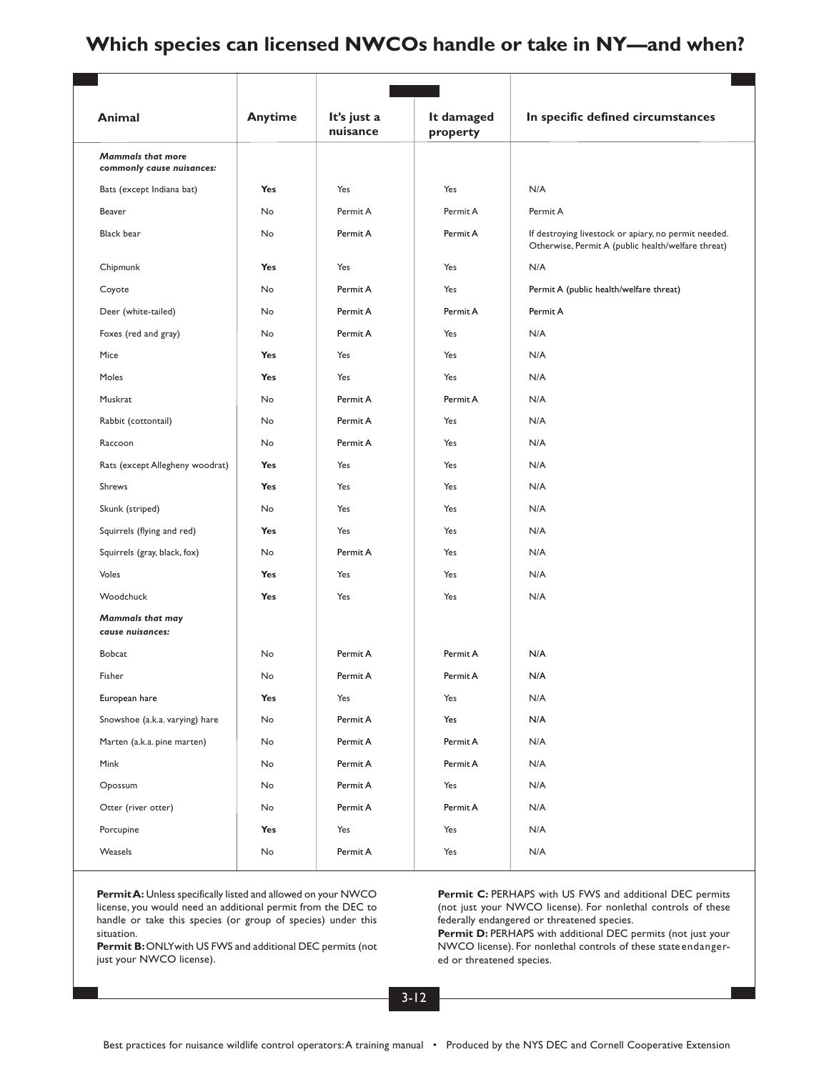# Which species can licensed NWCOs handle or take in NY—and when?

| Animal | Anytime | It's just a nuisance | It damaged property | In specific defined circumstances |
|---|---|---|---|---|
| ***Mammals that more commonly cause nuisances:*** | | | | |
| Bats (except Indiana bat) | **Yes** | Yes | Yes | N/A |
| Beaver | No | Permit A | Permit A | Permit A |
| Black bear | No | Permit A | Permit A | If destroying livestock or apiary, no permit needed. Otherwise, Permit A (public health/welfare threat) |
| Chipmunk | **Yes** | Yes | Yes | N/A |
| Coyote | No | Permit A | Yes | Permit A (public health/welfare threat) |
| Deer (white-tailed) | No | Permit A | Permit A | Permit A |
| Foxes (red and gray) | No | Permit A | Yes | N/A |
| Mice | **Yes** | Yes | Yes | N/A |
| Moles | **Yes** | Yes | Yes | N/A |
| Muskrat | No | Permit A | Permit A | N/A |
| Rabbit (cottontail) | No | Permit A | Yes | N/A |
| Raccoon | No | Permit A | Yes | N/A |
| Rats (except Allegheny woodrat) | **Yes** | Yes | Yes | N/A |
| Shrews | **Yes** | Yes | Yes | N/A |
| Skunk (striped) | No | Yes | Yes | N/A |
| Squirrels (flying and red) | **Yes** | Yes | Yes | N/A |
| Squirrels (gray, black, fox) | No | Permit A | Yes | N/A |
| Voles | **Yes** | Yes | Yes | N/A |
| Woodchuck | **Yes** | Yes | Yes | N/A |
| ***Mammals that may cause nuisances:*** | | | | |
| Bobcat | No | Permit A | Permit A | N/A |
| Fisher | No | Permit A | Permit A | N/A |
| European hare | **Yes** | Yes | Yes | N/A |
| Snowshoe (a.k.a. varying) hare | No | Permit A | Yes | N/A |
| Marten (a.k.a. pine marten) | No | Permit A | Permit A | N/A |
| Mink | No | Permit A | Permit A | N/A |
| Opossum | No | Permit A | Yes | N/A |
| Otter (river otter) | No | Permit A | Permit A | N/A |
| Porcupine | **Yes** | Yes | Yes | N/A |
| Weasels | No | Permit A | Yes | N/A |

**Permit A:** Unless specifically listed and allowed on your NWCO license, you would need an additional permit from the DEC to handle or take this species (or group of species) under this situation.

**Permit B:** ONLY with US FWS and additional DEC permits (not just your NWCO license).

**Permit C:** PERHAPS with US FWS and additional DEC permits (not just your NWCO license). For nonlethal controls of these federally endangered or threatened species.

**Permit D:** PERHAPS with additional DEC permits (not just your NWCO license). For nonlethal controls of these state endangered or threatened species.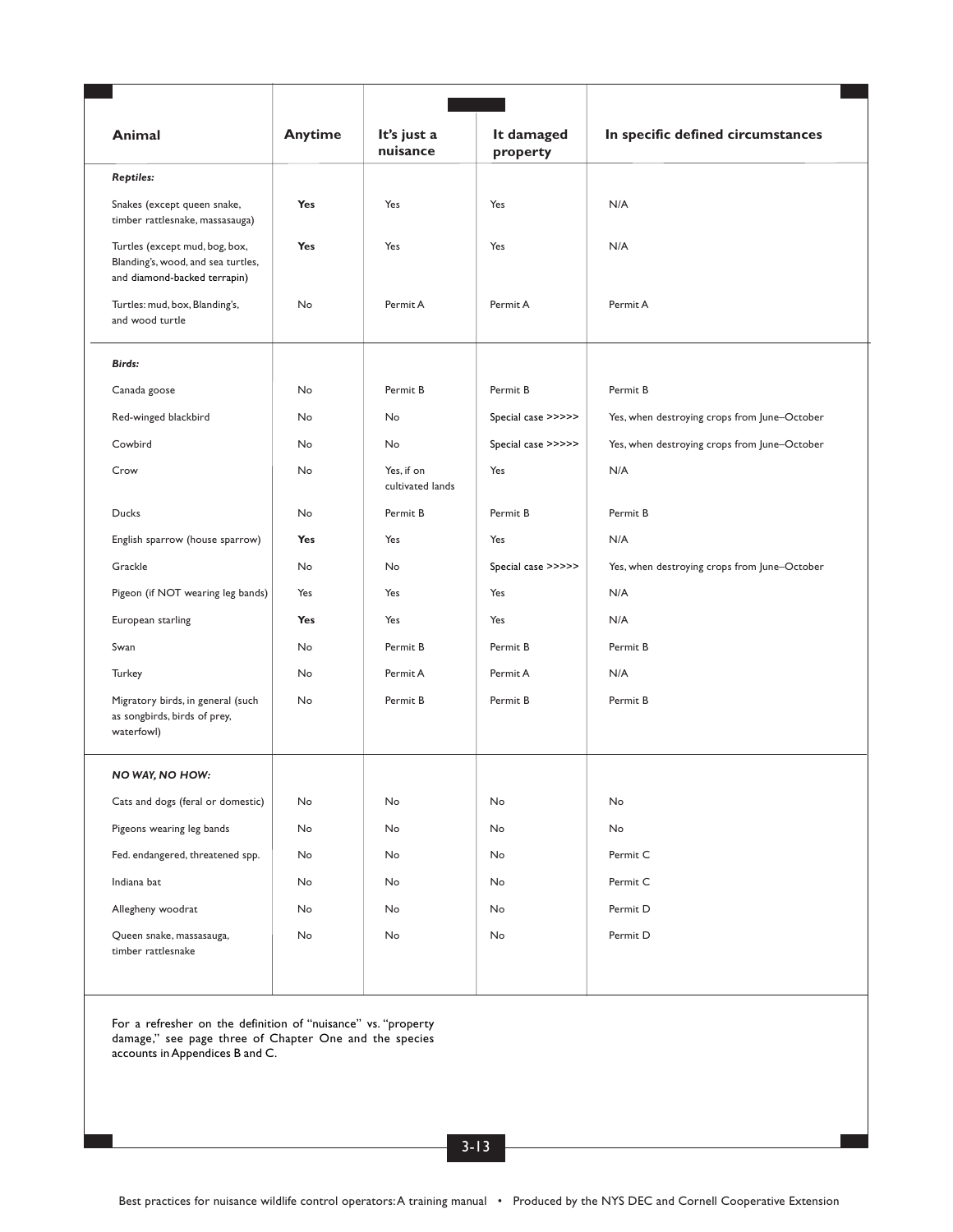| Animal | Anytime | It's just a nuisance | It damaged property | In specific defined circumstances |
|---|---|---|---|---|
| ***Reptiles:*** | | | | |
| Snakes (except queen snake, timber rattlesnake, massasauga) | **Yes** | Yes | Yes | N/A |
| Turtles (except mud, bog, box, Blanding's, wood, and sea turtles, and diamond-backed terrapin) | **Yes** | Yes | Yes | N/A |
| Turtles: mud, box, Blanding's, and wood turtle | No | Permit A | Permit A | Permit A |
| ***Birds:*** | | | | |
| Canada goose | No | Permit B | Permit B | Permit B |
| Red-winged blackbird | No | No | Special case >>>>> | Yes, when destroying crops from June–October |
| Cowbird | No | No | Special case >>>>> | Yes, when destroying crops from June–October |
| Crow | No | Yes, if on cultivated lands | Yes | N/A |
| Ducks | No | Permit B | Permit B | Permit B |
| English sparrow (house sparrow) | **Yes** | Yes | Yes | N/A |
| Grackle | No | No | Special case >>>>> | Yes, when destroying crops from June–October |
| Pigeon (if NOT wearing leg bands) | Yes | Yes | Yes | N/A |
| European starling | **Yes** | Yes | Yes | N/A |
| Swan | No | Permit B | Permit B | Permit B |
| Turkey | No | Permit A | Permit A | N/A |
| Migratory birds, in general (such as songbirds, birds of prey, waterfowl) | No | Permit B | Permit B | Permit B |
| ***NO WAY, NO HOW:*** | | | | |
| Cats and dogs (feral or domestic) | No | No | No | No |
| Pigeons wearing leg bands | No | No | No | No |
| Fed. endangered, threatened spp. | No | No | No | Permit C |
| Indiana bat | No | No | No | Permit C |
| Allegheny woodrat | No | No | No | Permit D |
| Queen snake, massasauga, timber rattlesnake | No | No | No | Permit D |

For a refresher on the definition of "nuisance" vs. "property damage," see page three of Chapter One and the species accounts in Appendices B and C.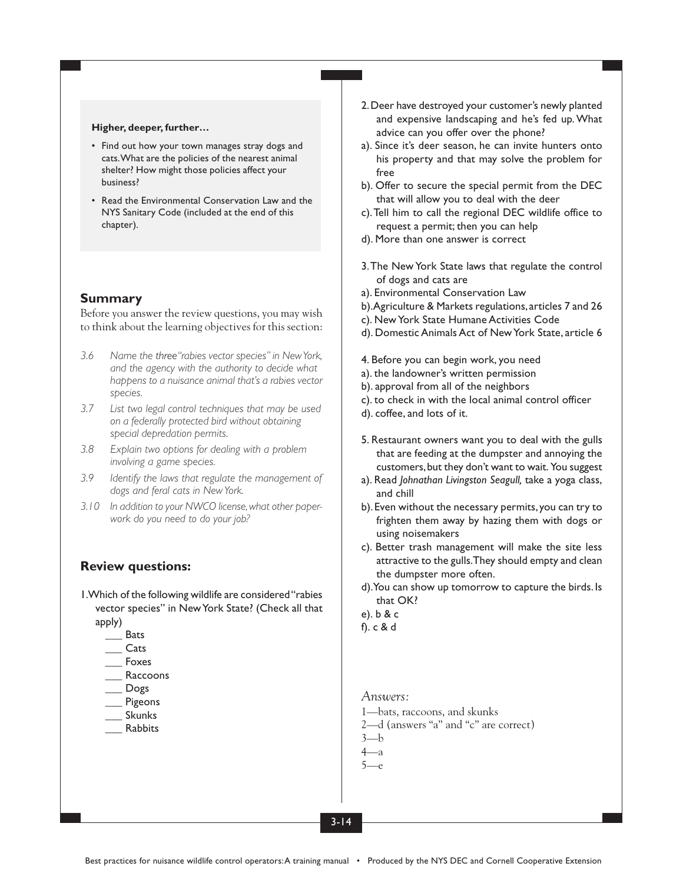**Higher, deeper, further…**

- Find out how your town manages stray dogs and cats. What are the policies of the nearest animal shelter? How might those policies affect your business?
- Read the Environmental Conservation Law and the NYS Sanitary Code (included at the end of this chapter).

## Summary

Before you answer the review questions, you may wish to think about the learning objectives for this section:

*3.6 Name the three "rabies vector species" in New York, and the agency with the authority to decide what happens to a nuisance animal that's a rabies vector species.*

*3.7 List two legal control techniques that may be used on a federally protected bird without obtaining special depredation permits.*

*3.8 Explain two options for dealing with a problem involving a game species.*

*3.9 Identify the laws that regulate the management of dogs and feral cats in New York.*

*3.10 In addition to your NWCO license, what other paperwork do you need to do your job?*

## Review questions:

1. Which of the following wildlife are considered "rabies vector species" in New York State? (Check all that apply)
   - ___ Bats
   - ___ Cats
   - ___ Foxes
   - ___ Raccoons
   - ___ Dogs
   - ___ Pigeons
   - ___ Skunks
   - ___ Rabbits

2. Deer have destroyed your customer's newly planted and expensive landscaping and he's fed up. What advice can you offer over the phone?
   a). Since it's deer season, he can invite hunters onto his property and that may solve the problem for free
   b). Offer to secure the special permit from the DEC that will allow you to deal with the deer
   c). Tell him to call the regional DEC wildlife office to request a permit; then you can help
   d). More than one answer is correct

3. The New York State laws that regulate the control of dogs and cats are
   a). Environmental Conservation Law
   b). Agriculture & Markets regulations, articles 7 and 26
   c). New York State Humane Activities Code
   d). Domestic Animals Act of New York State, article 6

4. Before you can begin work, you need
   a). the landowner's written permission
   b). approval from all of the neighbors
   c). to check in with the local animal control officer
   d). coffee, and lots of it.

5. Restaurant owners want you to deal with the gulls that are feeding at the dumpster and annoying the customers, but they don't want to wait. You suggest
   a). Read *Johnathan Livingston Seagull,* take a yoga class, and chill
   b). Even without the necessary permits, you can try to frighten them away by hazing them with dogs or using noisemakers
   c). Better trash management will make the site less attractive to the gulls. They should empty and clean the dumpster more often.
   d). You can show up tomorrow to capture the birds. Is that OK?
   e). b & c
   f). c & d

*Answers:*

1—bats, raccoons, and skunks
2—d (answers "a" and "c" are correct)
3—b
4—a
5—e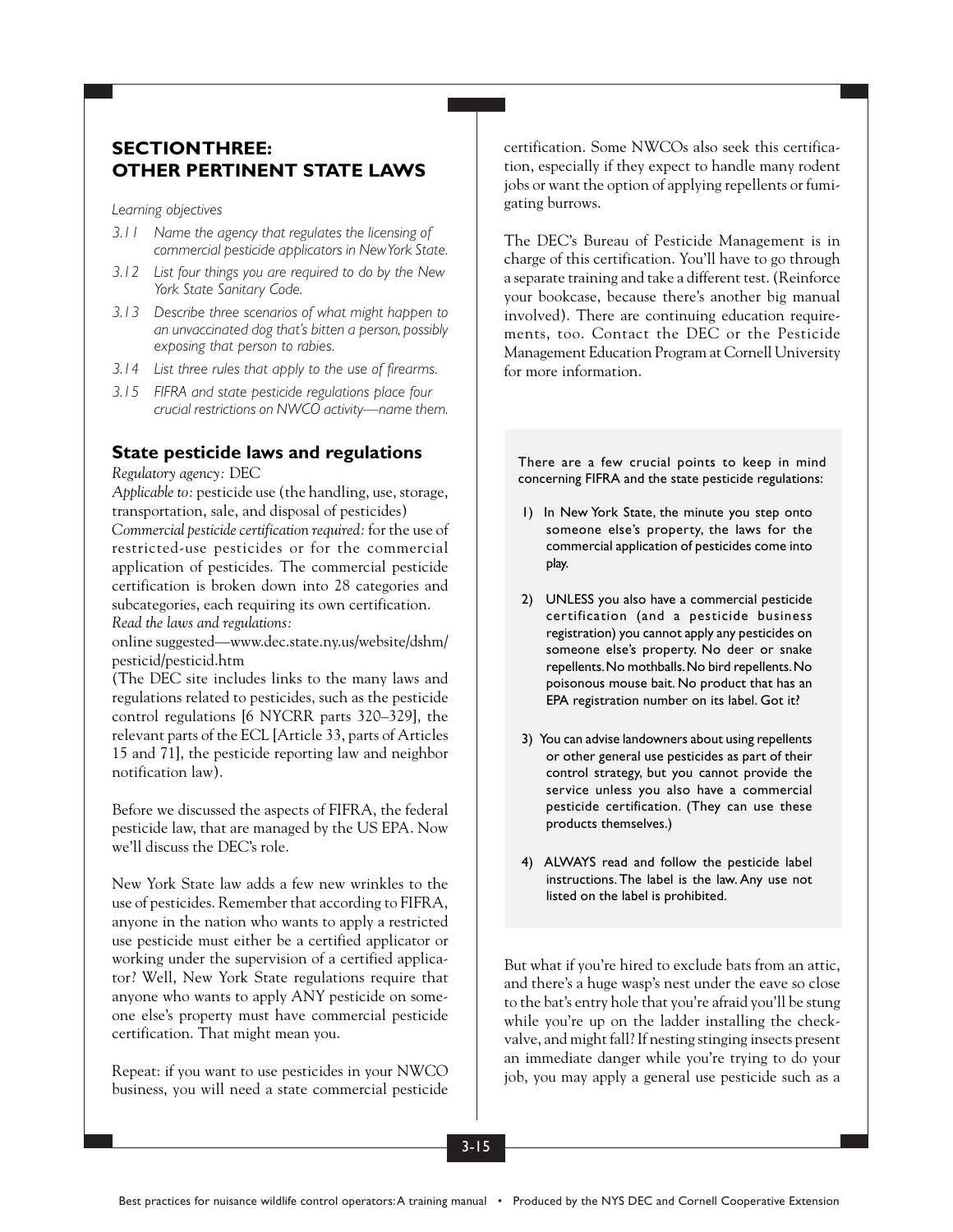## SECTION THREE: OTHER PERTINENT STATE LAWS

*Learning objectives*

- *3.11 Name the agency that regulates the licensing of commercial pesticide applicators in New York State.*
- *3.12 List four things you are required to do by the New York State Sanitary Code.*
- *3.13 Describe three scenarios of what might happen to an unvaccinated dog that's bitten a person, possibly exposing that person to rabies.*
- *3.14 List three rules that apply to the use of firearms.*
- *3.15 FIFRA and state pesticide regulations place four crucial restrictions on NWCO activity—name them.*

### State pesticide laws and regulations

*Regulatory agency:* DEC

*Applicable to:* pesticide use (the handling, use, storage, transportation, sale, and disposal of pesticides)

*Commercial pesticide certification required:* for the use of restricted-use pesticides or for the commercial application of pesticides. The commercial pesticide certification is broken down into 28 categories and subcategories, each requiring its own certification.

*Read the laws and regulations:*

online suggested—www.dec.state.ny.us/website/dshm/pesticid/pesticid.htm

(The DEC site includes links to the many laws and regulations related to pesticides, such as the pesticide control regulations [6 NYCRR parts 320–329], the relevant parts of the ECL [Article 33, parts of Articles 15 and 71], the pesticide reporting law and neighbor notification law).

Before we discussed the aspects of FIFRA, the federal pesticide law, that are managed by the US EPA. Now we'll discuss the DEC's role.

New York State law adds a few new wrinkles to the use of pesticides. Remember that according to FIFRA, anyone in the nation who wants to apply a restricted use pesticide must either be a certified applicator or working under the supervision of a certified applicator? Well, New York State regulations require that anyone who wants to apply ANY pesticide on someone else's property must have commercial pesticide certification. That might mean you.

Repeat: if you want to use pesticides in your NWCO business, you will need a state commercial pesticide certification. Some NWCOs also seek this certification, especially if they expect to handle many rodent jobs or want the option of applying repellents or fumigating burrows.

The DEC's Bureau of Pesticide Management is in charge of this certification. You'll have to go through a separate training and take a different test. (Reinforce your bookcase, because there's another big manual involved). There are continuing education requirements, too. Contact the DEC or the Pesticide Management Education Program at Cornell University for more information.

> There are a few crucial points to keep in mind concerning FIFRA and the state pesticide regulations:
>
> 1) In New York State, the minute you step onto someone else's property, the laws for the commercial application of pesticides come into play.
>
> 2) UNLESS you also have a commercial pesticide certification (and a pesticide business registration) you cannot apply any pesticides on someone else's property. No deer or snake repellents. No mothballs. No bird repellents. No poisonous mouse bait. No product that has an EPA registration number on its label. Got it?
>
> 3) You can advise landowners about using repellents or other general use pesticides as part of their control strategy, but you cannot provide the service unless you also have a commercial pesticide certification. (They can use these products themselves.)
>
> 4) ALWAYS read and follow the pesticide label instructions. The label is the law. Any use not listed on the label is prohibited.

But what if you're hired to exclude bats from an attic, and there's a huge wasp's nest under the eave so close to the bat's entry hole that you're afraid you'll be stung while you're up on the ladder installing the check-valve, and might fall? If nesting stinging insects present an immediate danger while you're trying to do your job, you may apply a general use pesticide such as a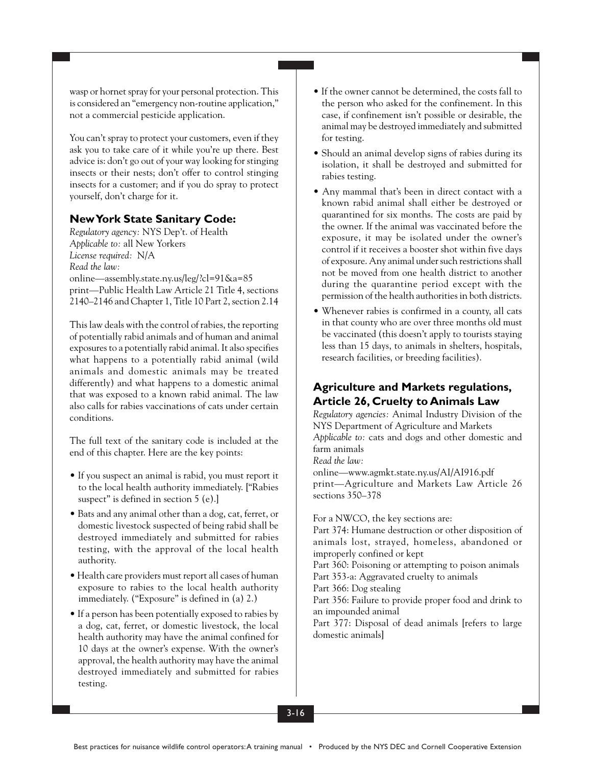wasp or hornet spray for your personal protection. This is considered an "emergency non-routine application," not a commercial pesticide application.

You can't spray to protect your customers, even if they ask you to take care of it while you're up there. Best advice is: don't go out of your way looking for stinging insects or their nests; don't offer to control stinging insects for a customer; and if you do spray to protect yourself, don't charge for it.

## New York State Sanitary Code:

*Regulatory agency:* NYS Dep't. of Health
*Applicable to:* all New Yorkers
*License required:* N/A
*Read the law:*
online—assembly.state.ny.us/leg/?cl=91&a=85
print—Public Health Law Article 21 Title 4, sections 2140–2146 and Chapter 1, Title 10 Part 2, section 2.14

This law deals with the control of rabies, the reporting of potentially rabid animals and of human and animal exposures to a potentially rabid animal. It also specifies what happens to a potentially rabid animal (wild animals and domestic animals may be treated differently) and what happens to a domestic animal that was exposed to a known rabid animal. The law also calls for rabies vaccinations of cats under certain conditions.

The full text of the sanitary code is included at the end of this chapter. Here are the key points:

- If you suspect an animal is rabid, you must report it to the local health authority immediately. ["Rabies suspect" is defined in section 5 (e).]
- Bats and any animal other than a dog, cat, ferret, or domestic livestock suspected of being rabid shall be destroyed immediately and submitted for rabies testing, with the approval of the local health authority.
- Health care providers must report all cases of human exposure to rabies to the local health authority immediately. ("Exposure" is defined in (a) 2.)
- If a person has been potentially exposed to rabies by a dog, cat, ferret, or domestic livestock, the local health authority may have the animal confined for 10 days at the owner's expense. With the owner's approval, the health authority may have the animal destroyed immediately and submitted for rabies testing.
- If the owner cannot be determined, the costs fall to the person who asked for the confinement. In this case, if confinement isn't possible or desirable, the animal may be destroyed immediately and submitted for testing.
- Should an animal develop signs of rabies during its isolation, it shall be destroyed and submitted for rabies testing.
- Any mammal that's been in direct contact with a known rabid animal shall either be destroyed or quarantined for six months. The costs are paid by the owner. If the animal was vaccinated before the exposure, it may be isolated under the owner's control if it receives a booster shot within five days of exposure. Any animal under such restrictions shall not be moved from one health district to another during the quarantine period except with the permission of the health authorities in both districts.
- Whenever rabies is confirmed in a county, all cats in that county who are over three months old must be vaccinated (this doesn't apply to tourists staying less than 15 days, to animals in shelters, hospitals, research facilities, or breeding facilities).

## Agriculture and Markets regulations, Article 26, Cruelty to Animals Law

*Regulatory agencies:* Animal Industry Division of the NYS Department of Agriculture and Markets
*Applicable to:* cats and dogs and other domestic and farm animals
*Read the law:*
online—www.agmkt.state.ny.us/AI/AI916.pdf
print—Agriculture and Markets Law Article 26 sections 350–378

For a NWCO, the key sections are:
Part 374: Humane destruction or other disposition of animals lost, strayed, homeless, abandoned or improperly confined or kept
Part 360: Poisoning or attempting to poison animals
Part 353-a: Aggravated cruelty to animals
Part 366: Dog stealing
Part 356: Failure to provide proper food and drink to an impounded animal
Part 377: Disposal of dead animals [refers to large domestic animals]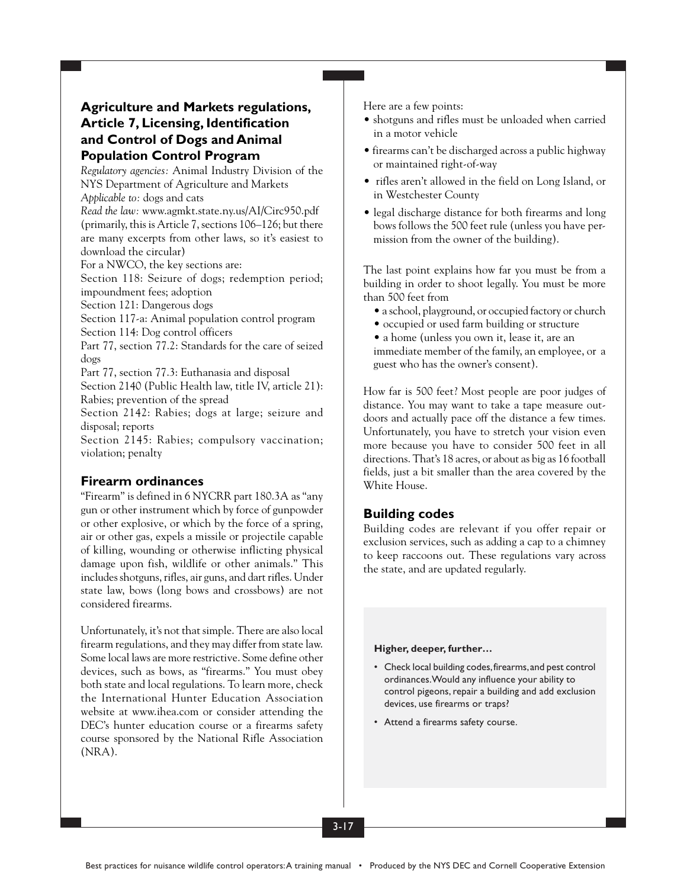## Agriculture and Markets regulations, Article 7, Licensing, Identification and Control of Dogs and Animal Population Control Program

*Regulatory agencies:* Animal Industry Division of the NYS Department of Agriculture and Markets

*Applicable to:* dogs and cats

*Read the law:* www.agmkt.state.ny.us/AI/Circ950.pdf (primarily, this is Article 7, sections 106–126; but there are many excerpts from other laws, so it's easiest to download the circular)

For a NWCO, the key sections are:

Section 118: Seizure of dogs; redemption period; impoundment fees; adoption

Section 121: Dangerous dogs

Section 117-a: Animal population control program

Section 114: Dog control officers

Part 77, section 77.2: Standards for the care of seized dogs

Part 77, section 77.3: Euthanasia and disposal

Section 2140 (Public Health law, title IV, article 21): Rabies; prevention of the spread

Section 2142: Rabies; dogs at large; seizure and disposal; reports

Section 2145: Rabies; compulsory vaccination; violation; penalty

### Firearm ordinances

"Firearm" is defined in 6 NYCRR part 180.3A as "any gun or other instrument which by force of gunpowder or other explosive, or which by the force of a spring, air or other gas, expels a missile or projectile capable of killing, wounding or otherwise inflicting physical damage upon fish, wildlife or other animals." This includes shotguns, rifles, air guns, and dart rifles. Under state law, bows (long bows and crossbows) are not considered firearms.

Unfortunately, it's not that simple. There are also local firearm regulations, and they may differ from state law. Some local laws are more restrictive. Some define other devices, such as bows, as "firearms." You must obey both state and local regulations. To learn more, check the International Hunter Education Association website at www.ihea.com or consider attending the DEC's hunter education course or a firearms safety course sponsored by the National Rifle Association (NRA).

Here are a few points:

- shotguns and rifles must be unloaded when carried in a motor vehicle
- firearms can't be discharged across a public highway or maintained right-of-way
- rifles aren't allowed in the field on Long Island, or in Westchester County
- legal discharge distance for both firearms and long bows follows the 500 feet rule (unless you have permission from the owner of the building).

The last point explains how far you must be from a building in order to shoot legally. You must be more than 500 feet from

- a school, playground, or occupied factory or church
- occupied or used farm building or structure
- a home (unless you own it, lease it, are an immediate member of the family, an employee, or a guest who has the owner's consent).

How far is 500 feet? Most people are poor judges of distance. You may want to take a tape measure outdoors and actually pace off the distance a few times. Unfortunately, you have to stretch your vision even more because you have to consider 500 feet in all directions. That's 18 acres, or about as big as 16 football fields, just a bit smaller than the area covered by the White House.

### Building codes

Building codes are relevant if you offer repair or exclusion services, such as adding a cap to a chimney to keep raccoons out. These regulations vary across the state, and are updated regularly.

**Higher, deeper, further…**

- Check local building codes, firearms, and pest control ordinances. Would any influence your ability to control pigeons, repair a building and add exclusion devices, use firearms or traps?
- Attend a firearms safety course.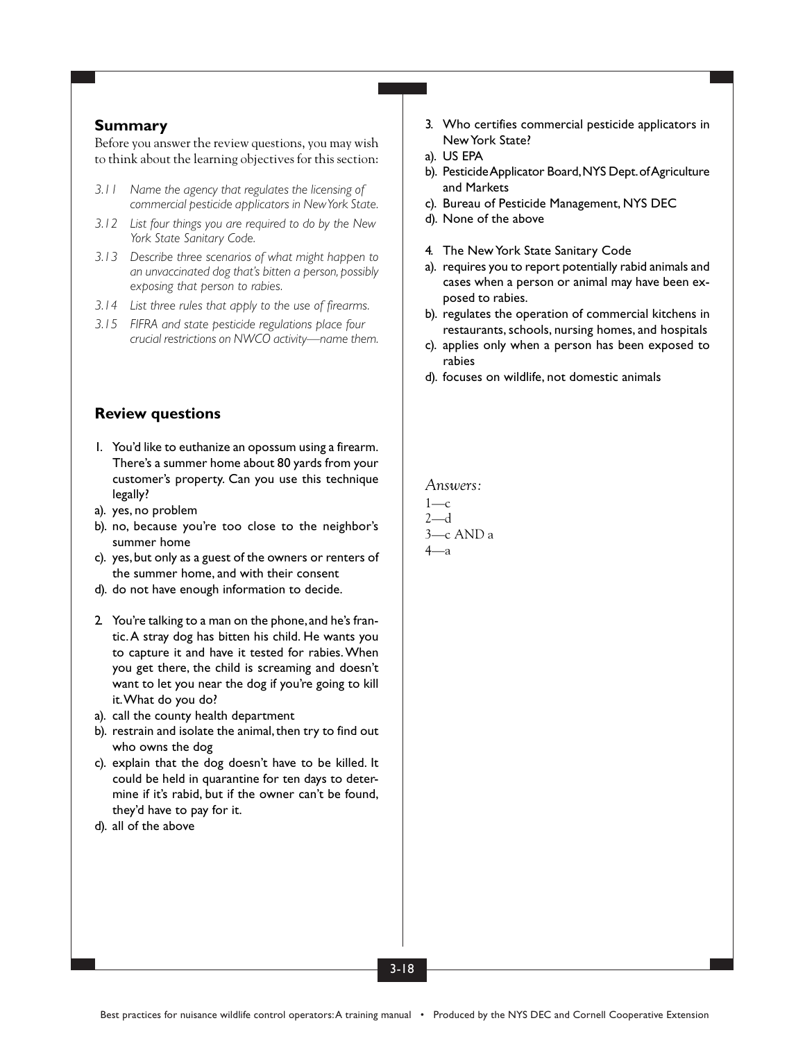## Summary

Before you answer the review questions, you may wish to think about the learning objectives for this section:

*3.11 Name the agency that regulates the licensing of commercial pesticide applicators in New York State.*

*3.12 List four things you are required to do by the New York State Sanitary Code.*

*3.13 Describe three scenarios of what might happen to an unvaccinated dog that's bitten a person, possibly exposing that person to rabies.*

*3.14 List three rules that apply to the use of firearms.*

*3.15 FIFRA and state pesticide regulations place four crucial restrictions on NWCO activity—name them.*

## Review questions

1. You'd like to euthanize an opossum using a firearm. There's a summer home about 80 yards from your customer's property. Can you use this technique legally?

a). yes, no problem

b). no, because you're too close to the neighbor's summer home

c). yes, but only as a guest of the owners or renters of the summer home, and with their consent

d). do not have enough information to decide.

2. You're talking to a man on the phone, and he's frantic. A stray dog has bitten his child. He wants you to capture it and have it tested for rabies. When you get there, the child is screaming and doesn't want to let you near the dog if you're going to kill it. What do you do?

a). call the county health department

b). restrain and isolate the animal, then try to find out who owns the dog

c). explain that the dog doesn't have to be killed. It could be held in quarantine for ten days to determine if it's rabid, but if the owner can't be found, they'd have to pay for it.

d). all of the above

3. Who certifies commercial pesticide applicators in New York State?

a). US EPA

b). Pesticide Applicator Board, NYS Dept. of Agriculture and Markets

c). Bureau of Pesticide Management, NYS DEC

d). None of the above

4. The New York State Sanitary Code

a). requires you to report potentially rabid animals and cases when a person or animal may have been exposed to rabies.

b). regulates the operation of commercial kitchens in restaurants, schools, nursing homes, and hospitals

c). applies only when a person has been exposed to rabies

d). focuses on wildlife, not domestic animals

*Answers:*

1—c
2—d
3—c AND a
4—a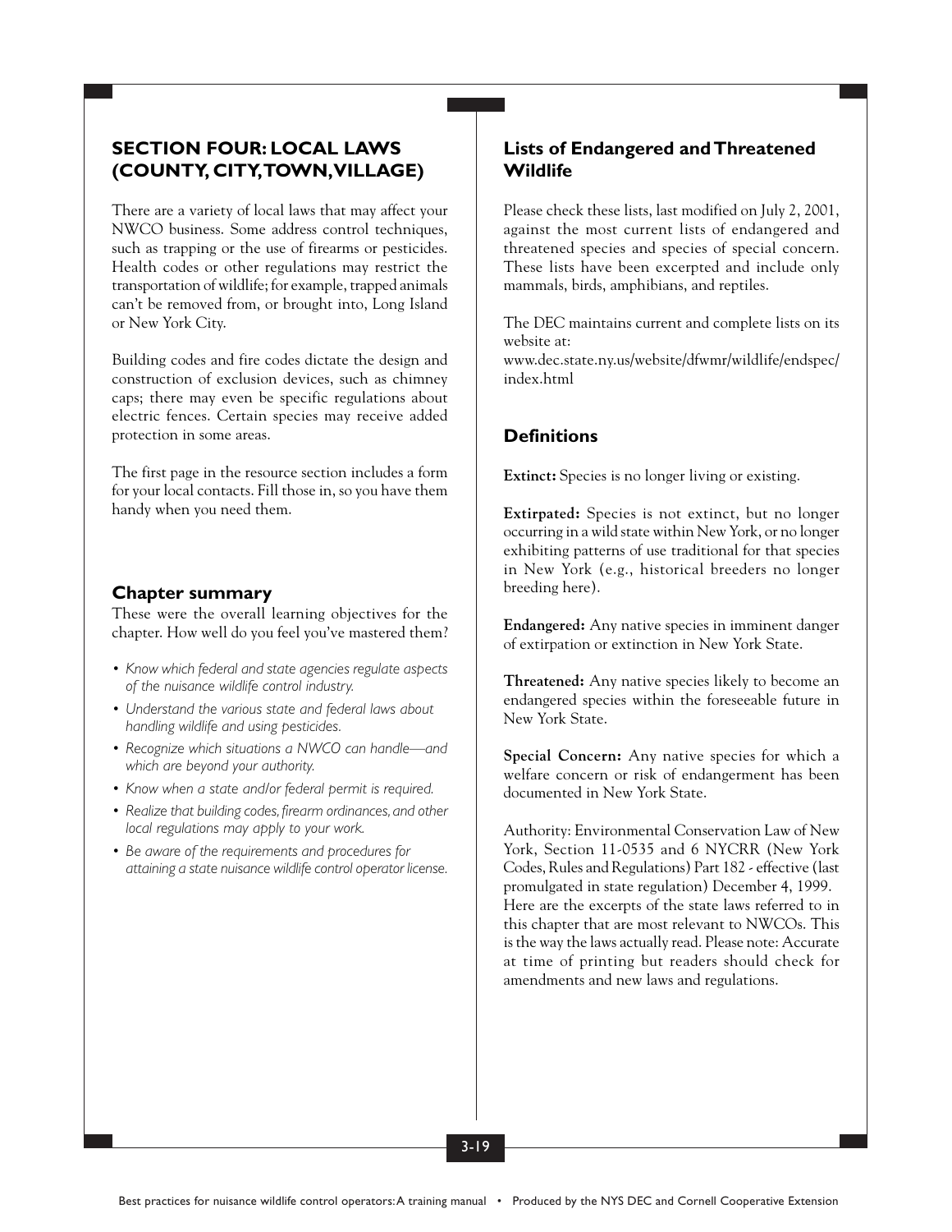## SECTION FOUR: LOCAL LAWS (COUNTY, CITY, TOWN, VILLAGE)

There are a variety of local laws that may affect your NWCO business. Some address control techniques, such as trapping or the use of firearms or pesticides. Health codes or other regulations may restrict the transportation of wildlife; for example, trapped animals can't be removed from, or brought into, Long Island or New York City.

Building codes and fire codes dictate the design and construction of exclusion devices, such as chimney caps; there may even be specific regulations about electric fences. Certain species may receive added protection in some areas.

The first page in the resource section includes a form for your local contacts. Fill those in, so you have them handy when you need them.

### Chapter summary

These were the overall learning objectives for the chapter. How well do you feel you've mastered them?

- *Know which federal and state agencies regulate aspects of the nuisance wildlife control industry.*
- *Understand the various state and federal laws about handling wildlife and using pesticides.*
- *Recognize which situations a NWCO can handle—and which are beyond your authority.*
- *Know when a state and/or federal permit is required.*
- *Realize that building codes, firearm ordinances, and other local regulations may apply to your work.*
- *Be aware of the requirements and procedures for attaining a state nuisance wildlife control operator license.*

## Lists of Endangered and Threatened Wildlife

Please check these lists, last modified on July 2, 2001, against the most current lists of endangered and threatened species and species of special concern. These lists have been excerpted and include only mammals, birds, amphibians, and reptiles.

The DEC maintains current and complete lists on its website at:
www.dec.state.ny.us/website/dfwmr/wildlife/endspec/index.html

### Definitions

**Extinct:** Species is no longer living or existing.

**Extirpated:** Species is not extinct, but no longer occurring in a wild state within New York, or no longer exhibiting patterns of use traditional for that species in New York (e.g., historical breeders no longer breeding here).

**Endangered:** Any native species in imminent danger of extirpation or extinction in New York State.

**Threatened:** Any native species likely to become an endangered species within the foreseeable future in New York State.

**Special Concern:** Any native species for which a welfare concern or risk of endangerment has been documented in New York State.

Authority: Environmental Conservation Law of New York, Section 11-0535 and 6 NYCRR (New York Codes, Rules and Regulations) Part 182 - effective (last promulgated in state regulation) December 4, 1999.
Here are the excerpts of the state laws referred to in this chapter that are most relevant to NWCOs. This is the way the laws actually read. Please note: Accurate at time of printing but readers should check for amendments and new laws and regulations.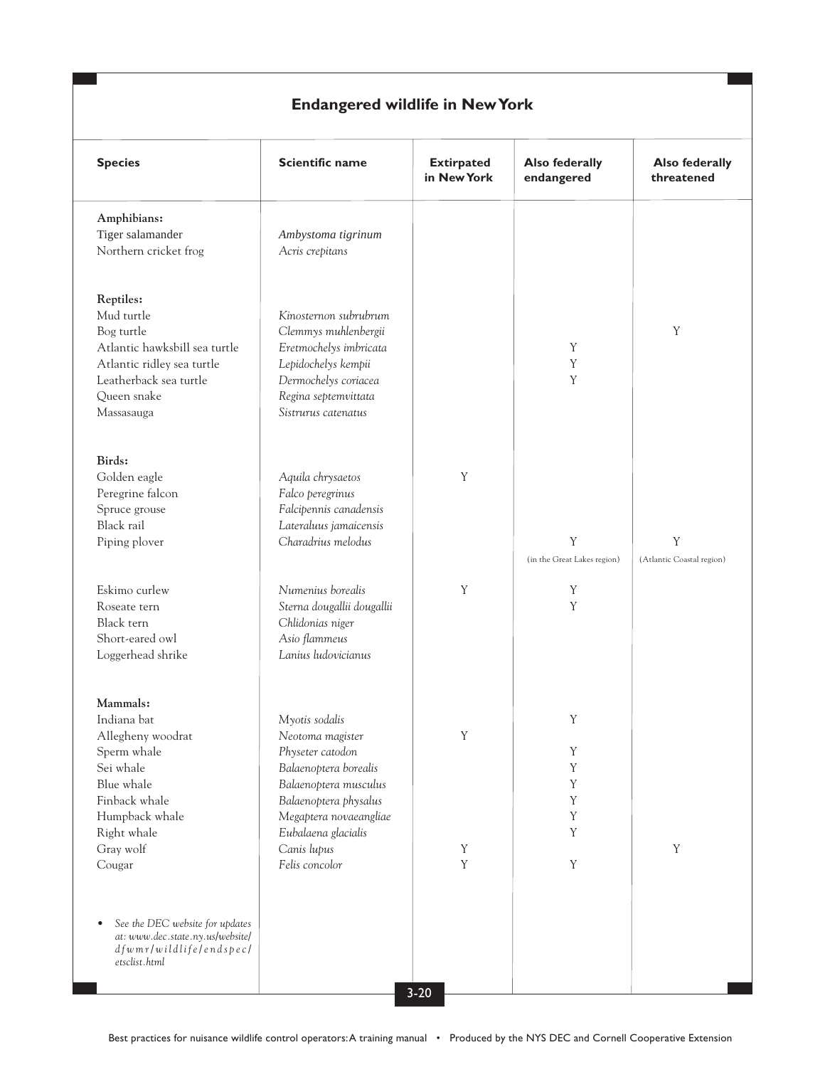## Endangered wildlife in New York

| Species | Scientific name | Extirpated in New York | Also federally endangered | Also federally threatened |
|---|---|---|---|---|
| **Amphibians:** | | | | |
| Tiger salamander | *Ambystoma tigrinum* | | | |
| Northern cricket frog | *Acris crepitans* | | | |
| **Reptiles:** | | | | |
| Mud turtle | *Kinosternon subrubrum* | | | |
| Bog turtle | *Clemmys muhlenbergii* | | | Y |
| Atlantic hawksbill sea turtle | *Eretmochelys imbricata* | | Y | |
| Atlantic ridley sea turtle | *Lepidochelys kempii* | | Y | |
| Leatherback sea turtle | *Dermochelys coriacea* | | Y | |
| Queen snake | *Regina septemvittata* | | | |
| Massasauga | *Sistrurus catenatus* | | | |
| **Birds:** | | | | |
| Golden eagle | *Aquila chrysaetos* | Y | | |
| Peregrine falcon | *Falco peregrinus* | | | |
| Spruce grouse | *Falcipennis canadensis* | | | |
| Black rail | *Lateraluus jamaicensis* | | | |
| Piping plover | *Charadrius melodus* | | Y (in the Great Lakes region) | Y (Atlantic Coastal region) |
| Eskimo curlew | *Numenius borealis* | Y | Y | |
| Roseate tern | *Sterna dougallii dougallii* | | Y | |
| Black tern | *Chlidonias niger* | | | |
| Short-eared owl | *Asio flammeus* | | | |
| Loggerhead shrike | *Lanius ludovicianus* | | | |
| **Mammals:** | | | | |
| Indiana bat | *Myotis sodalis* | | Y | |
| Allegheny woodrat | *Neotoma magister* | Y | | |
| Sperm whale | *Physeter catodon* | | Y | |
| Sei whale | *Balaenoptera borealis* | | Y | |
| Blue whale | *Balaenoptera musculus* | | Y | |
| Finback whale | *Balaenoptera physalus* | | Y | |
| Humpback whale | *Megaptera novaeangliae* | | Y | |
| Right whale | *Eubalaena glacialis* | | Y | |
| Gray wolf | *Canis lupus* | Y | | Y |
| Cougar | *Felis concolor* | Y | Y | |

- *See the DEC website for updates at: www.dec.state.ny.us/website/dfwmr/wildlife/endspec/etsclist.html*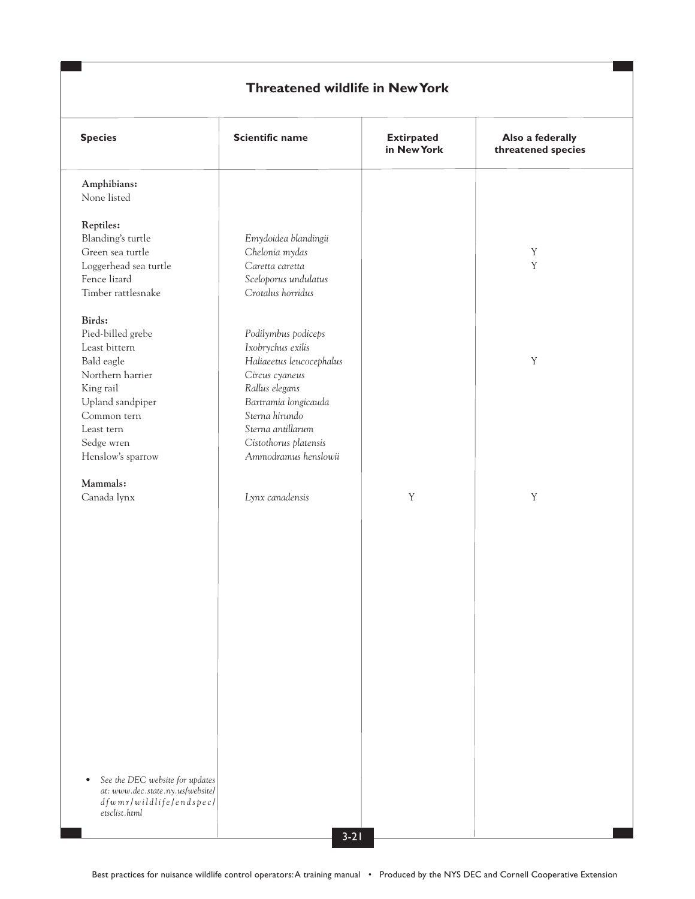## Threatened wildlife in New York

| Species | Scientific name | Extirpated in New York | Also a federally threatened species |
|---|---|---|---|
| **Amphibians:** | | | |
| None listed | | | |
| **Reptiles:** | | | |
| Blanding's turtle | *Emydoidea blandingii* | | |
| Green sea turtle | *Chelonia mydas* | | Y |
| Loggerhead sea turtle | *Caretta caretta* | | Y |
| Fence lizard | *Sceloporus undulatus* | | |
| Timber rattlesnake | *Crotalus horridus* | | |
| **Birds:** | | | |
| Pied-billed grebe | *Podilymbus podiceps* | | |
| Least bittern | *Ixobrychus exilis* | | |
| Bald eagle | *Haliaeetus leucocephalus* | | Y |
| Northern harrier | *Circus cyaneus* | | |
| King rail | *Rallus elegans* | | |
| Upland sandpiper | *Bartramia longicauda* | | |
| Common tern | *Sterna hirundo* | | |
| Least tern | *Sterna antillarum* | | |
| Sedge wren | *Cistothorus platensis* | | |
| Henslow's sparrow | *Ammodramus henslowii* | | |
| **Mammals:** | | | |
| Canada lynx | *Lynx canadensis* | Y | Y |

- *See the DEC website for updates at: www.dec.state.ny.us/website/dfwmr/wildlife/endspec/etsclist.html*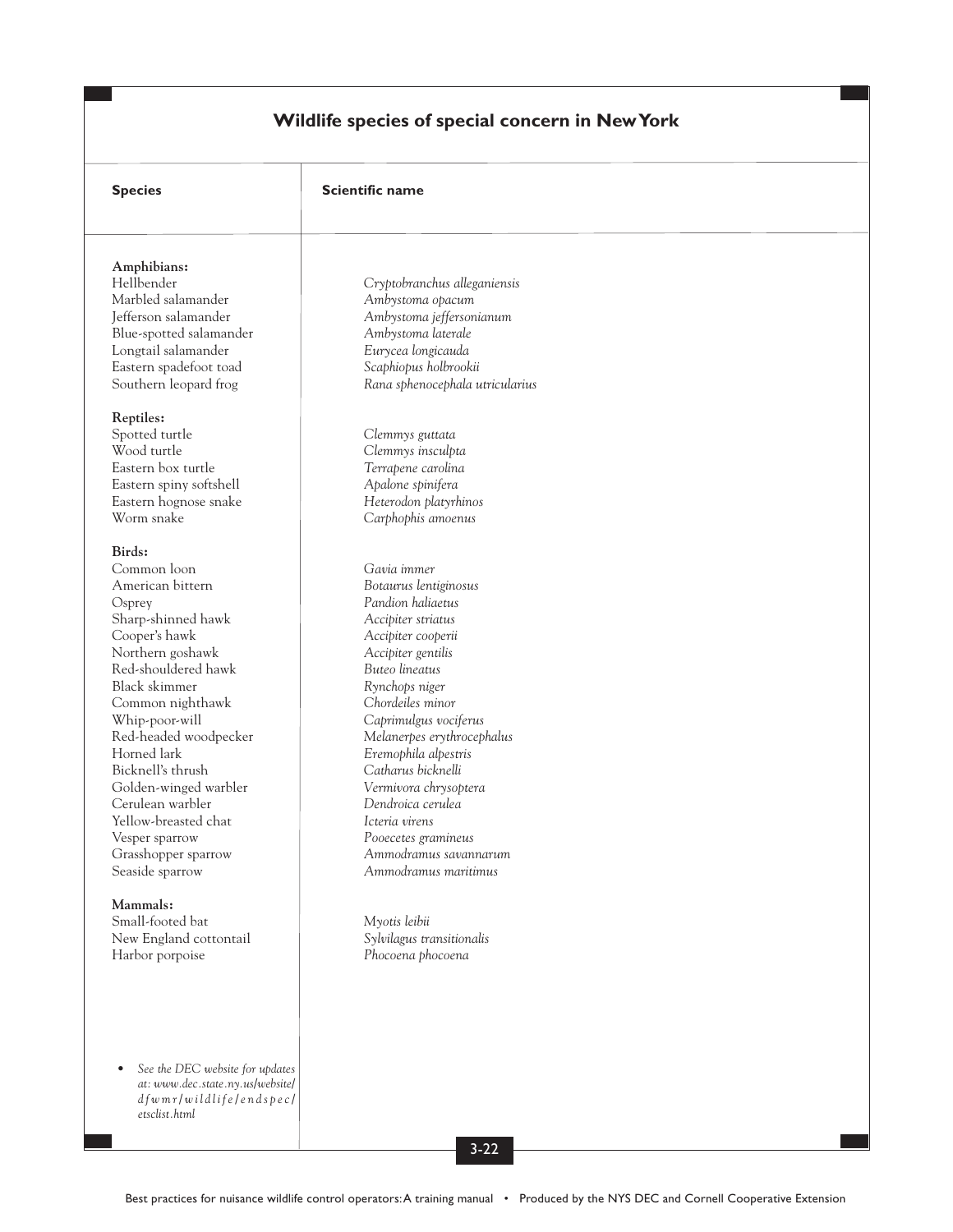## Wildlife species of special concern in New York

| Species | Scientific name |
|---|---|
| **Amphibians:** | |
| Hellbender | *Cryptobranchus alleganiensis* |
| Marbled salamander | *Ambystoma opacum* |
| Jefferson salamander | *Ambystoma jeffersonianum* |
| Blue-spotted salamander | *Ambystoma laterale* |
| Longtail salamander | *Eurycea longicauda* |
| Eastern spadefoot toad | *Scaphiopus holbrookii* |
| Southern leopard frog | *Rana sphenocephala utricularius* |
| **Reptiles:** | |
| Spotted turtle | *Clemmys guttata* |
| Wood turtle | *Clemmys insculpta* |
| Eastern box turtle | *Terrapene carolina* |
| Eastern spiny softshell | *Apalone spinifera* |
| Eastern hognose snake | *Heterodon platyrhinos* |
| Worm snake | *Carphophis amoenus* |
| **Birds:** | |
| Common loon | *Gavia immer* |
| American bittern | *Botaurus lentiginosus* |
| Osprey | *Pandion haliaetus* |
| Sharp-shinned hawk | *Accipiter striatus* |
| Cooper's hawk | *Accipiter cooperii* |
| Northern goshawk | *Accipiter gentilis* |
| Red-shouldered hawk | *Buteo lineatus* |
| Black skimmer | *Rynchops niger* |
| Common nighthawk | *Chordeiles minor* |
| Whip-poor-will | *Caprimulgus vociferus* |
| Red-headed woodpecker | *Melanerpes erythrocephalus* |
| Horned lark | *Eremophila alpestris* |
| Bicknell's thrush | *Catharus bicknelli* |
| Golden-winged warbler | *Vermivora chrysoptera* |
| Cerulean warbler | *Dendroica cerulea* |
| Yellow-breasted chat | *Icteria virens* |
| Vesper sparrow | *Pooecetes gramineus* |
| Grasshopper sparrow | *Ammodramus savannarum* |
| Seaside sparrow | *Ammodramus maritimus* |
| **Mammals:** | |
| Small-footed bat | *Myotis leibii* |
| New England cottontail | *Sylvilagus transitionalis* |
| Harbor porpoise | *Phocoena phocoena* |

- *See the DEC website for updates at: www.dec.state.ny.us/website/dfwmr/wildlife/endspec/etsclist.html*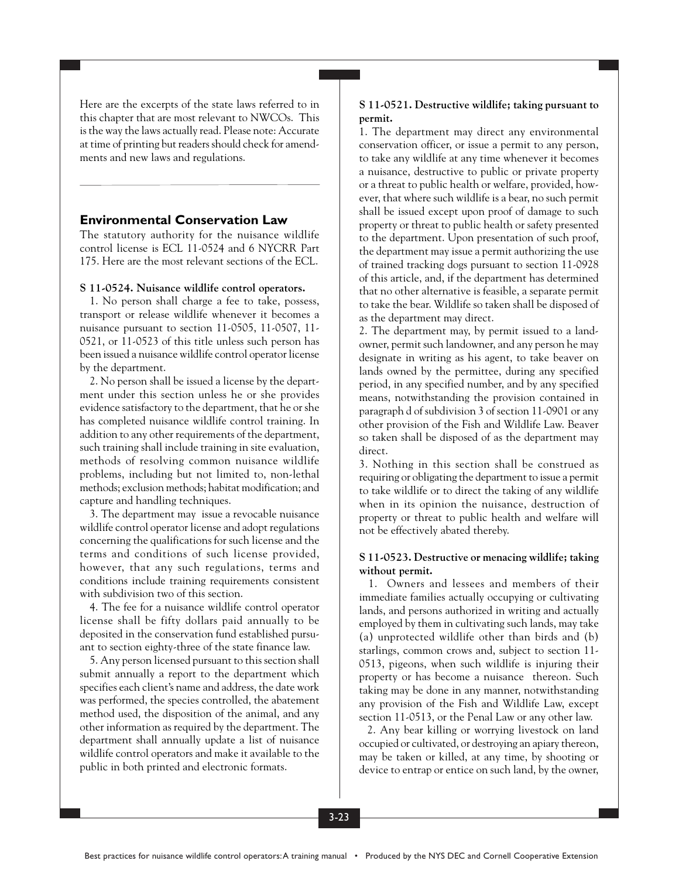Here are the excerpts of the state laws referred to in this chapter that are most relevant to NWCOs. This is the way the laws actually read. Please note: Accurate at time of printing but readers should check for amendments and new laws and regulations.

## Environmental Conservation Law

The statutory authority for the nuisance wildlife control license is ECL 11-0524 and 6 NYCRR Part 175. Here are the most relevant sections of the ECL.

**S 11-0524. Nuisance wildlife control operators.**

1. No person shall charge a fee to take, possess, transport or release wildlife whenever it becomes a nuisance pursuant to section 11-0505, 11-0507, 11-0521, or 11-0523 of this title unless such person has been issued a nuisance wildlife control operator license by the department.

2. No person shall be issued a license by the department under this section unless he or she provides evidence satisfactory to the department, that he or she has completed nuisance wildlife control training. In addition to any other requirements of the department, such training shall include training in site evaluation, methods of resolving common nuisance wildlife problems, including but not limited to, non-lethal methods; exclusion methods; habitat modification; and capture and handling techniques.

3. The department may issue a revocable nuisance wildlife control operator license and adopt regulations concerning the qualifications for such license and the terms and conditions of such license provided, however, that any such regulations, terms and conditions include training requirements consistent with subdivision two of this section.

4. The fee for a nuisance wildlife control operator license shall be fifty dollars paid annually to be deposited in the conservation fund established pursuant to section eighty-three of the state finance law.

5. Any person licensed pursuant to this section shall submit annually a report to the department which specifies each client's name and address, the date work was performed, the species controlled, the abatement method used, the disposition of the animal, and any other information as required by the department. The department shall annually update a list of nuisance wildlife control operators and make it available to the public in both printed and electronic formats.

**S 11-0521. Destructive wildlife; taking pursuant to permit.**

1. The department may direct any environmental conservation officer, or issue a permit to any person, to take any wildlife at any time whenever it becomes a nuisance, destructive to public or private property or a threat to public health or welfare, provided, however, that where such wildlife is a bear, no such permit shall be issued except upon proof of damage to such property or threat to public health or safety presented to the department. Upon presentation of such proof, the department may issue a permit authorizing the use of trained tracking dogs pursuant to section 11-0928 of this article, and, if the department has determined that no other alternative is feasible, a separate permit to take the bear. Wildlife so taken shall be disposed of as the department may direct.

2. The department may, by permit issued to a landowner, permit such landowner, and any person he may designate in writing as his agent, to take beaver on lands owned by the permittee, during any specified period, in any specified number, and by any specified means, notwithstanding the provision contained in paragraph d of subdivision 3 of section 11-0901 or any other provision of the Fish and Wildlife Law. Beaver so taken shall be disposed of as the department may direct.

3. Nothing in this section shall be construed as requiring or obligating the department to issue a permit to take wildlife or to direct the taking of any wildlife when in its opinion the nuisance, destruction of property or threat to public health and welfare will not be effectively abated thereby.

**S 11-0523. Destructive or menacing wildlife; taking without permit.**

1. Owners and lessees and members of their immediate families actually occupying or cultivating lands, and persons authorized in writing and actually employed by them in cultivating such lands, may take (a) unprotected wildlife other than birds and (b) starlings, common crows and, subject to section 11-0513, pigeons, when such wildlife is injuring their property or has become a nuisance thereon. Such taking may be done in any manner, notwithstanding any provision of the Fish and Wildlife Law, except section 11-0513, or the Penal Law or any other law.

2. Any bear killing or worrying livestock on land occupied or cultivated, or destroying an apiary thereon, may be taken or killed, at any time, by shooting or device to entrap or entice on such land, by the owner,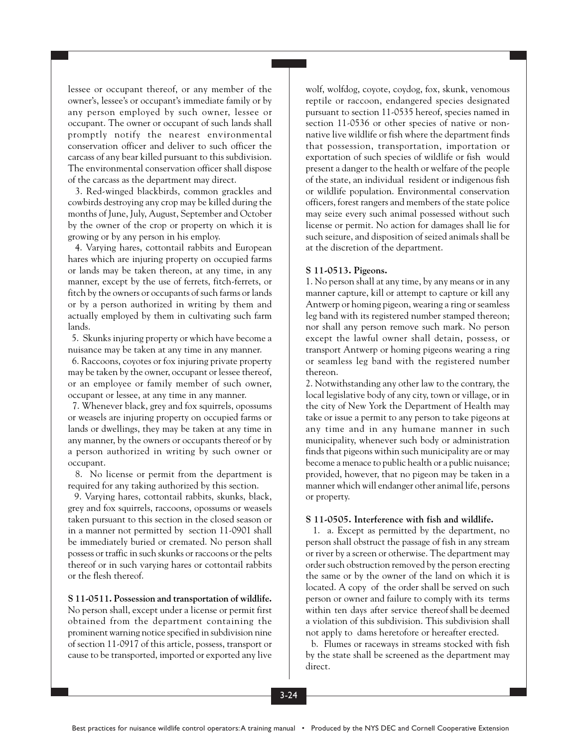lessee or occupant thereof, or any member of the owner's, lessee's or occupant's immediate family or by any person employed by such owner, lessee or occupant. The owner or occupant of such lands shall promptly notify the nearest environmental conservation officer and deliver to such officer the carcass of any bear killed pursuant to this subdivision. The environmental conservation officer shall dispose of the carcass as the department may direct.

3. Red-winged blackbirds, common grackles and cowbirds destroying any crop may be killed during the months of June, July, August, September and October by the owner of the crop or property on which it is growing or by any person in his employ.

4. Varying hares, cottontail rabbits and European hares which are injuring property on occupied farms or lands may be taken thereon, at any time, in any manner, except by the use of ferrets, fitch-ferrets, or fitch by the owners or occupants of such farms or lands or by a person authorized in writing by them and actually employed by them in cultivating such farm lands.

5. Skunks injuring property or which have become a nuisance may be taken at any time in any manner.

6. Raccoons, coyotes or fox injuring private property may be taken by the owner, occupant or lessee thereof, or an employee or family member of such owner, occupant or lessee, at any time in any manner.

7. Whenever black, grey and fox squirrels, opossums or weasels are injuring property on occupied farms or lands or dwellings, they may be taken at any time in any manner, by the owners or occupants thereof or by a person authorized in writing by such owner or occupant.

8. No license or permit from the department is required for any taking authorized by this section.

9. Varying hares, cottontail rabbits, skunks, black, grey and fox squirrels, raccoons, opossums or weasels taken pursuant to this section in the closed season or in a manner not permitted by section 11-0901 shall be immediately buried or cremated. No person shall possess or traffic in such skunks or raccoons or the pelts thereof or in such varying hares or cottontail rabbits or the flesh thereof.

**S 11-0511. Possession and transportation of wildlife.**
No person shall, except under a license or permit first obtained from the department containing the prominent warning notice specified in subdivision nine of section 11-0917 of this article, possess, transport or cause to be transported, imported or exported any live wolf, wolfdog, coyote, coydog, fox, skunk, venomous reptile or raccoon, endangered species designated pursuant to section 11-0535 hereof, species named in section 11-0536 or other species of native or non-native live wildlife or fish where the department finds that possession, transportation, importation or exportation of such species of wildlife or fish would present a danger to the health or welfare of the people of the state, an individual resident or indigenous fish or wildlife population. Environmental conservation officers, forest rangers and members of the state police may seize every such animal possessed without such license or permit. No action for damages shall lie for such seizure, and disposition of seized animals shall be at the discretion of the department.

**S 11-0513. Pigeons.**
1. No person shall at any time, by any means or in any manner capture, kill or attempt to capture or kill any Antwerp or homing pigeon, wearing a ring or seamless leg band with its registered number stamped thereon; nor shall any person remove such mark. No person except the lawful owner shall detain, possess, or transport Antwerp or homing pigeons wearing a ring or seamless leg band with the registered number thereon.
2. Notwithstanding any other law to the contrary, the local legislative body of any city, town or village, or in the city of New York the Department of Health may take or issue a permit to any person to take pigeons at any time and in any humane manner in such municipality, whenever such body or administration finds that pigeons within such municipality are or may become a menace to public health or a public nuisance; provided, however, that no pigeon may be taken in a manner which will endanger other animal life, persons or property.

**S 11-0505. Interference with fish and wildlife.**
1. a. Except as permitted by the department, no person shall obstruct the passage of fish in any stream or river by a screen or otherwise. The department may order such obstruction removed by the person erecting the same or by the owner of the land on which it is located. A copy of the order shall be served on such person or owner and failure to comply with its terms within ten days after service thereof shall be deemed a violation of this subdivision. This subdivision shall not apply to dams heretofore or hereafter erected.
b. Flumes or raceways in streams stocked with fish by the state shall be screened as the department may direct.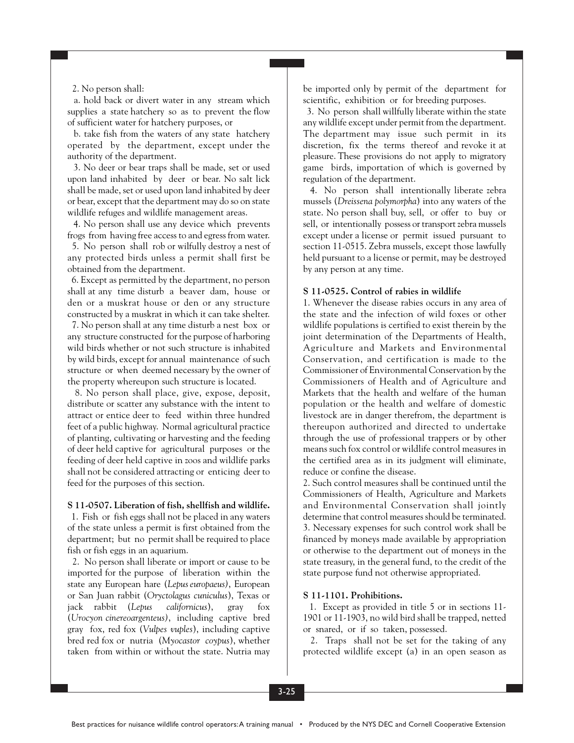2. No person shall:

a. hold back or divert water in any stream which supplies a state hatchery so as to prevent the flow of sufficient water for hatchery purposes, or

b. take fish from the waters of any state hatchery operated by the department, except under the authority of the department.

3. No deer or bear traps shall be made, set or used upon land inhabited by deer or bear. No salt lick shall be made, set or used upon land inhabited by deer or bear, except that the department may do so on state wildlife refuges and wildlife management areas.

4. No person shall use any device which prevents frogs from having free access to and egress from water.

5. No person shall rob or wilfully destroy a nest of any protected birds unless a permit shall first be obtained from the department.

6. Except as permitted by the department, no person shall at any time disturb a beaver dam, house or den or a muskrat house or den or any structure constructed by a muskrat in which it can take shelter.

7. No person shall at any time disturb a nest box or any structure constructed for the purpose of harboring wild birds whether or not such structure is inhabited by wild birds, except for annual maintenance of such structure or when deemed necessary by the owner of the property whereupon such structure is located.

8. No person shall place, give, expose, deposit, distribute or scatter any substance with the intent to attract or entice deer to feed within three hundred feet of a public highway. Normal agricultural practice of planting, cultivating or harvesting and the feeding of deer held captive for agricultural purposes or the feeding of deer held captive in zoos and wildlife parks shall not be considered attracting or enticing deer to feed for the purposes of this section.

**S 11-0507. Liberation of fish, shellfish and wildlife.**

1. Fish or fish eggs shall not be placed in any waters of the state unless a permit is first obtained from the department; but no permit shall be required to place fish or fish eggs in an aquarium.

2. No person shall liberate or import or cause to be imported for the purpose of liberation within the state any European hare (*Lepus europaeus)*, European or San Juan rabbit (*Oryctolagus cuniculus*), Texas or jack rabbit (*Lepus californicus*), gray fox (*Urocyon cinereoargenteus)*, including captive bred gray fox, red fox (*Vulpes vuples*), including captive bred red fox or nutria (*Myocastor coypus*), whether taken from within or without the state. Nutria may be imported only by permit of the department for scientific, exhibition or for breeding purposes.

3. No person shall willfully liberate within the state any wildlife except under permit from the department. The department may issue such permit in its discretion, fix the terms thereof and revoke it at pleasure. These provisions do not apply to migratory game birds, importation of which is governed by regulation of the department.

4. No person shall intentionally liberate zebra mussels (*Dreissena polymorpha*) into any waters of the state. No person shall buy, sell, or offer to buy or sell, or intentionally possess or transport zebra mussels except under a license or permit issued pursuant to section 11-0515. Zebra mussels, except those lawfully held pursuant to a license or permit, may be destroyed by any person at any time.

**S 11-0525. Control of rabies in wildlife**

1. Whenever the disease rabies occurs in any area of the state and the infection of wild foxes or other wildlife populations is certified to exist therein by the joint determination of the Departments of Health, Agriculture and Markets and Environmental Conservation, and certification is made to the Commissioner of Environmental Conservation by the Commissioners of Health and of Agriculture and Markets that the health and welfare of the human population or the health and welfare of domestic livestock are in danger therefrom, the department is thereupon authorized and directed to undertake through the use of professional trappers or by other means such fox control or wildlife control measures in the certified area as in its judgment will eliminate, reduce or confine the disease.

2. Such control measures shall be continued until the Commissioners of Health, Agriculture and Markets and Environmental Conservation shall jointly determine that control measures should be terminated.

3. Necessary expenses for such control work shall be financed by moneys made available by appropriation or otherwise to the department out of moneys in the state treasury, in the general fund, to the credit of the state purpose fund not otherwise appropriated.

**S 11-1101. Prohibitions.**

1. Except as provided in title 5 or in sections 11-1901 or 11-1903, no wild bird shall be trapped, netted or snared, or if so taken, possessed.

2. Traps shall not be set for the taking of any protected wildlife except (a) in an open season as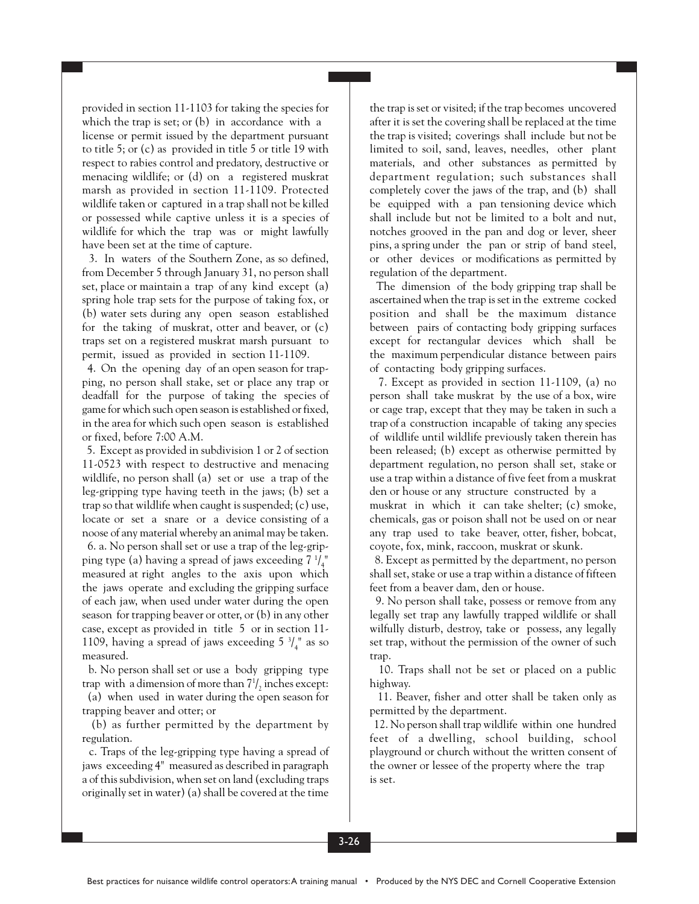provided in section 11-1103 for taking the species for which the trap is set; or (b) in accordance with a license or permit issued by the department pursuant to title 5; or (c) as provided in title 5 or title 19 with respect to rabies control and predatory, destructive or menacing wildlife; or (d) on a registered muskrat marsh as provided in section 11-1109. Protected wildlife taken or captured in a trap shall not be killed or possessed while captive unless it is a species of wildlife for which the trap was or might lawfully have been set at the time of capture.

3. In waters of the Southern Zone, as so defined, from December 5 through January 31, no person shall set, place or maintain a trap of any kind except (a) spring hole trap sets for the purpose of taking fox, or (b) water sets during any open season established for the taking of muskrat, otter and beaver, or (c) traps set on a registered muskrat marsh pursuant to permit, issued as provided in section 11-1109.

4. On the opening day of an open season for trapping, no person shall stake, set or place any trap or deadfall for the purpose of taking the species of game for which such open season is established or fixed, in the area for which such open season is established or fixed, before 7:00 A.M.

5. Except as provided in subdivision 1 or 2 of section 11-0523 with respect to destructive and menacing wildlife, no person shall (a) set or use a trap of the leg-gripping type having teeth in the jaws; (b) set a trap so that wildlife when caught is suspended; (c) use, locate or set a snare or a device consisting of a noose of any material whereby an animal may be taken.

6. a. No person shall set or use a trap of the leg-gripping type (a) having a spread of jaws exceeding 7 1/4" measured at right angles to the axis upon which the jaws operate and excluding the gripping surface of each jaw, when used under water during the open season for trapping beaver or otter, or (b) in any other case, except as provided in title 5 or in section 11-1109, having a spread of jaws exceeding 5 3/4" as so measured.

b. No person shall set or use a body gripping type trap with a dimension of more than 7 1/2 inches except:
(a) when used in water during the open season for trapping beaver and otter; or
(b) as further permitted by the department by regulation.

c. Traps of the leg-gripping type having a spread of jaws exceeding 4" measured as described in paragraph a of this subdivision, when set on land (excluding traps originally set in water) (a) shall be covered at the time the trap is set or visited; if the trap becomes uncovered after it is set the covering shall be replaced at the time the trap is visited; coverings shall include but not be limited to soil, sand, leaves, needles, other plant materials, and other substances as permitted by department regulation; such substances shall completely cover the jaws of the trap, and (b) shall be equipped with a pan tensioning device which shall include but not be limited to a bolt and nut, notches grooved in the pan and dog or lever, sheer pins, a spring under the pan or strip of band steel, or other devices or modifications as permitted by regulation of the department.

The dimension of the body gripping trap shall be ascertained when the trap is set in the extreme cocked position and shall be the maximum distance between pairs of contacting body gripping surfaces except for rectangular devices which shall be the maximum perpendicular distance between pairs of contacting body gripping surfaces.

7. Except as provided in section 11-1109, (a) no person shall take muskrat by the use of a box, wire or cage trap, except that they may be taken in such a trap of a construction incapable of taking any species of wildlife until wildlife previously taken therein has been released; (b) except as otherwise permitted by department regulation, no person shall set, stake or use a trap within a distance of five feet from a muskrat den or house or any structure constructed by a muskrat in which it can take shelter; (c) smoke, chemicals, gas or poison shall not be used on or near any trap used to take beaver, otter, fisher, bobcat, coyote, fox, mink, raccoon, muskrat or skunk.

8. Except as permitted by the department, no person shall set, stake or use a trap within a distance of fifteen feet from a beaver dam, den or house.

9. No person shall take, possess or remove from any legally set trap any lawfully trapped wildlife or shall wilfully disturb, destroy, take or possess, any legally set trap, without the permission of the owner of such trap.

10. Traps shall not be set or placed on a public highway.

11. Beaver, fisher and otter shall be taken only as permitted by the department.

12. No person shall trap wildlife within one hundred feet of a dwelling, school building, school playground or church without the written consent of the owner or lessee of the property where the trap is set.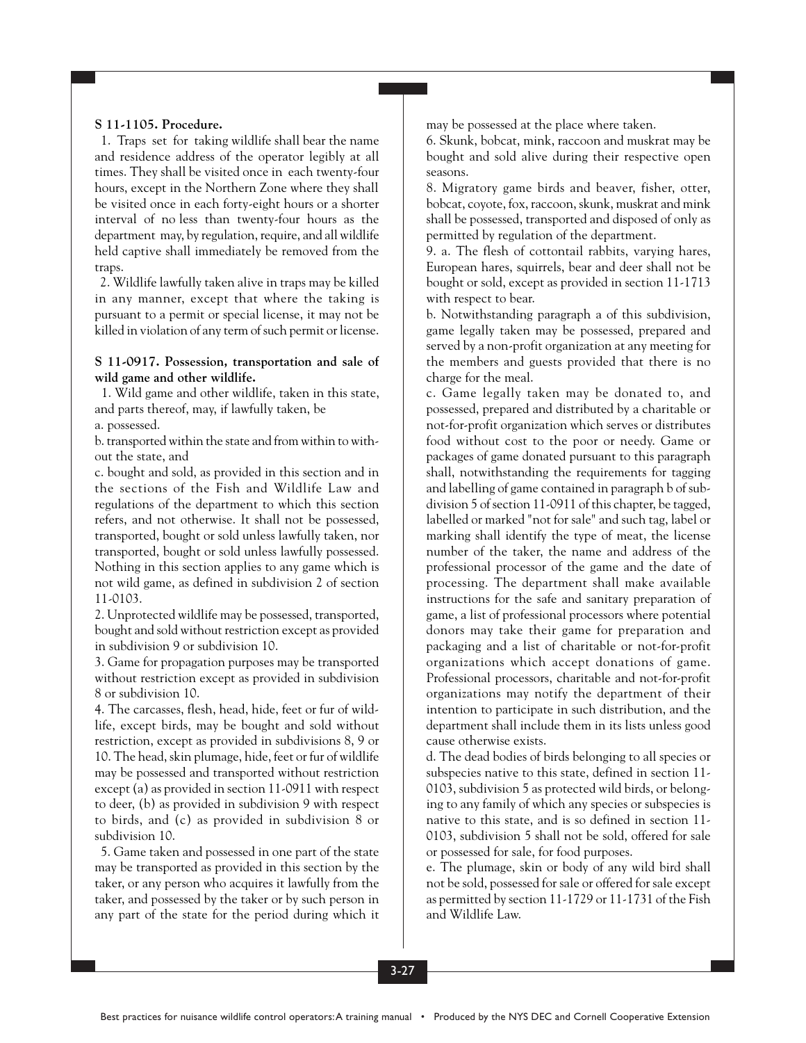**S 11-1105. Procedure.**

1. Traps set for taking wildlife shall bear the name and residence address of the operator legibly at all times. They shall be visited once in each twenty-four hours, except in the Northern Zone where they shall be visited once in each forty-eight hours or a shorter interval of no less than twenty-four hours as the department may, by regulation, require, and all wildlife held captive shall immediately be removed from the traps.

2. Wildlife lawfully taken alive in traps may be killed in any manner, except that where the taking is pursuant to a permit or special license, it may not be killed in violation of any term of such permit or license.

**S 11-0917. Possession, transportation and sale of wild game and other wildlife.**

1. Wild game and other wildlife, taken in this state, and parts thereof, may, if lawfully taken, be

a. possessed.

b. transported within the state and from within to without the state, and

c. bought and sold, as provided in this section and in the sections of the Fish and Wildlife Law and regulations of the department to which this section refers, and not otherwise. It shall not be possessed, transported, bought or sold unless lawfully taken, nor transported, bought or sold unless lawfully possessed. Nothing in this section applies to any game which is not wild game, as defined in subdivision 2 of section 11-0103.

2. Unprotected wildlife may be possessed, transported, bought and sold without restriction except as provided in subdivision 9 or subdivision 10.

3. Game for propagation purposes may be transported without restriction except as provided in subdivision 8 or subdivision 10.

4. The carcasses, flesh, head, hide, feet or fur of wildlife, except birds, may be bought and sold without restriction, except as provided in subdivisions 8, 9 or 10. The head, skin plumage, hide, feet or fur of wildlife may be possessed and transported without restriction except (a) as provided in section 11-0911 with respect to deer, (b) as provided in subdivision 9 with respect to birds, and (c) as provided in subdivision 8 or subdivision 10.

5. Game taken and possessed in one part of the state may be transported as provided in this section by the taker, or any person who acquires it lawfully from the taker, and possessed by the taker or by such person in any part of the state for the period during which it may be possessed at the place where taken.

6. Skunk, bobcat, mink, raccoon and muskrat may be bought and sold alive during their respective open seasons.

8. Migratory game birds and beaver, fisher, otter, bobcat, coyote, fox, raccoon, skunk, muskrat and mink shall be possessed, transported and disposed of only as permitted by regulation of the department.

9. a. The flesh of cottontail rabbits, varying hares, European hares, squirrels, bear and deer shall not be bought or sold, except as provided in section 11-1713 with respect to bear.

b. Notwithstanding paragraph a of this subdivision, game legally taken may be possessed, prepared and served by a non-profit organization at any meeting for the members and guests provided that there is no charge for the meal.

c. Game legally taken may be donated to, and possessed, prepared and distributed by a charitable or not-for-profit organization which serves or distributes food without cost to the poor or needy. Game or packages of game donated pursuant to this paragraph shall, notwithstanding the requirements for tagging and labelling of game contained in paragraph b of subdivision 5 of section 11-0911 of this chapter, be tagged, labelled or marked "not for sale" and such tag, label or marking shall identify the type of meat, the license number of the taker, the name and address of the professional processor of the game and the date of processing. The department shall make available instructions for the safe and sanitary preparation of game, a list of professional processors where potential donors may take their game for preparation and packaging and a list of charitable or not-for-profit organizations which accept donations of game. Professional processors, charitable and not-for-profit organizations may notify the department of their intention to participate in such distribution, and the department shall include them in its lists unless good cause otherwise exists.

d. The dead bodies of birds belonging to all species or subspecies native to this state, defined in section 11-0103, subdivision 5 as protected wild birds, or belonging to any family of which any species or subspecies is native to this state, and is so defined in section 11-0103, subdivision 5 shall not be sold, offered for sale or possessed for sale, for food purposes.

e. The plumage, skin or body of any wild bird shall not be sold, possessed for sale or offered for sale except as permitted by section 11-1729 or 11-1731 of the Fish and Wildlife Law.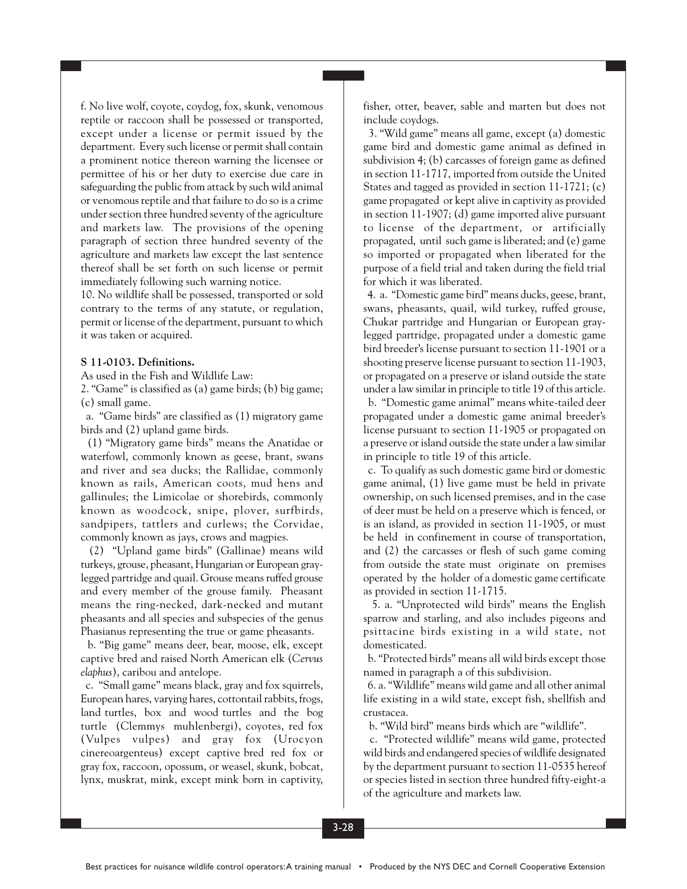f. No live wolf, coyote, coydog, fox, skunk, venomous reptile or raccoon shall be possessed or transported, except under a license or permit issued by the department. Every such license or permit shall contain a prominent notice thereon warning the licensee or permittee of his or her duty to exercise due care in safeguarding the public from attack by such wild animal or venomous reptile and that failure to do so is a crime under section three hundred seventy of the agriculture and markets law. The provisions of the opening paragraph of section three hundred seventy of the agriculture and markets law except the last sentence thereof shall be set forth on such license or permit immediately following such warning notice.

10. No wildlife shall be possessed, transported or sold contrary to the terms of any statute, or regulation, permit or license of the department, pursuant to which it was taken or acquired.

**S 11-0103. Definitions.**

As used in the Fish and Wildlife Law:

2. "Game" is classified as (a) game birds; (b) big game; (c) small game.

a. "Game birds" are classified as (1) migratory game birds and (2) upland game birds.

(1) "Migratory game birds" means the Anatidae or waterfowl, commonly known as geese, brant, swans and river and sea ducks; the Rallidae, commonly known as rails, American coots, mud hens and gallinules; the Limicolae or shorebirds, commonly known as woodcock, snipe, plover, surfbirds, sandpipers, tattlers and curlews; the Corvidae, commonly known as jays, crows and magpies.

(2) "Upland game birds" (Gallinae) means wild turkeys, grouse, pheasant, Hungarian or European gray-legged partridge and quail. Grouse means ruffed grouse and every member of the grouse family. Pheasant means the ring-necked, dark-necked and mutant pheasants and all species and subspecies of the genus Phasianus representing the true or game pheasants.

b. "Big game" means deer, bear, moose, elk, except captive bred and raised North American elk (*Cervus elaphus*), caribou and antelope.

c. "Small game" means black, gray and fox squirrels, European hares, varying hares, cottontail rabbits, frogs, land turtles, box and wood turtles and the bog turtle (Clemmys muhlenbergi), coyotes, red fox (Vulpes vulpes) and gray fox (Urocyon cinereoargenteus) except captive bred red fox or gray fox, raccoon, opossum, or weasel, skunk, bobcat, lynx, muskrat, mink, except mink born in captivity, fisher, otter, beaver, sable and marten but does not include coydogs.

3. "Wild game" means all game, except (a) domestic game bird and domestic game animal as defined in subdivision 4; (b) carcasses of foreign game as defined in section 11-1717, imported from outside the United States and tagged as provided in section 11-1721; (c) game propagated or kept alive in captivity as provided in section 11-1907; (d) game imported alive pursuant to license of the department, or artificially propagated, until such game is liberated; and (e) game so imported or propagated when liberated for the purpose of a field trial and taken during the field trial for which it was liberated.

4. a. "Domestic game bird" means ducks, geese, brant, swans, pheasants, quail, wild turkey, ruffed grouse, Chukar partridge and Hungarian or European gray-legged partridge, propagated under a domestic game bird breeder's license pursuant to section 11-1901 or a shooting preserve license pursuant to section 11-1903, or propagated on a preserve or island outside the state under a law similar in principle to title 19 of this article.

b. "Domestic game animal" means white-tailed deer propagated under a domestic game animal breeder's license pursuant to section 11-1905 or propagated on a preserve or island outside the state under a law similar in principle to title 19 of this article.

c. To qualify as such domestic game bird or domestic game animal, (1) live game must be held in private ownership, on such licensed premises, and in the case of deer must be held on a preserve which is fenced, or is an island, as provided in section 11-1905, or must be held in confinement in course of transportation, and (2) the carcasses or flesh of such game coming from outside the state must originate on premises operated by the holder of a domestic game certificate as provided in section 11-1715.

5. a. "Unprotected wild birds" means the English sparrow and starling, and also includes pigeons and psittacine birds existing in a wild state, not domesticated.

b. "Protected birds" means all wild birds except those named in paragraph a of this subdivision.

6. a. "Wildlife" means wild game and all other animal life existing in a wild state, except fish, shellfish and crustacea.

b. "Wild bird" means birds which are "wildlife".

c. "Protected wildlife" means wild game, protected wild birds and endangered species of wildlife designated by the department pursuant to section 11-0535 hereof or species listed in section three hundred fifty-eight-a of the agriculture and markets law.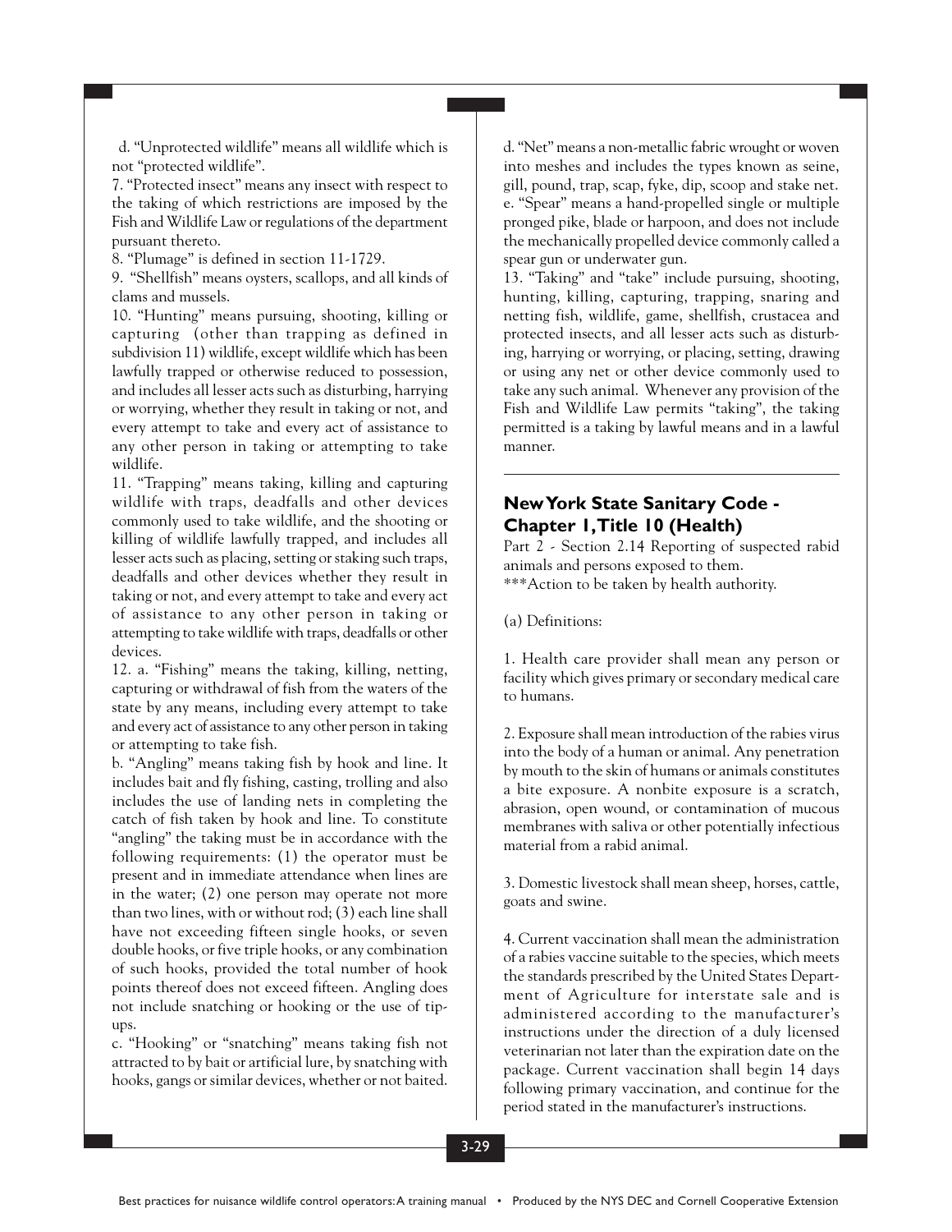d. "Unprotected wildlife" means all wildlife which is not "protected wildlife".

7. "Protected insect" means any insect with respect to the taking of which restrictions are imposed by the Fish and Wildlife Law or regulations of the department pursuant thereto.

8. "Plumage" is defined in section 11-1729.

9. "Shellfish" means oysters, scallops, and all kinds of clams and mussels.

10. "Hunting" means pursuing, shooting, killing or capturing (other than trapping as defined in subdivision 11) wildlife, except wildlife which has been lawfully trapped or otherwise reduced to possession, and includes all lesser acts such as disturbing, harrying or worrying, whether they result in taking or not, and every attempt to take and every act of assistance to any other person in taking or attempting to take wildlife.

11. "Trapping" means taking, killing and capturing wildlife with traps, deadfalls and other devices commonly used to take wildlife, and the shooting or killing of wildlife lawfully trapped, and includes all lesser acts such as placing, setting or staking such traps, deadfalls and other devices whether they result in taking or not, and every attempt to take and every act of assistance to any other person in taking or attempting to take wildlife with traps, deadfalls or other devices.

12. a. "Fishing" means the taking, killing, netting, capturing or withdrawal of fish from the waters of the state by any means, including every attempt to take and every act of assistance to any other person in taking or attempting to take fish.

b. "Angling" means taking fish by hook and line. It includes bait and fly fishing, casting, trolling and also includes the use of landing nets in completing the catch of fish taken by hook and line. To constitute "angling" the taking must be in accordance with the following requirements: (1) the operator must be present and in immediate attendance when lines are in the water; (2) one person may operate not more than two lines, with or without rod; (3) each line shall have not exceeding fifteen single hooks, or seven double hooks, or five triple hooks, or any combination of such hooks, provided the total number of hook points thereof does not exceed fifteen. Angling does not include snatching or hooking or the use of tip-ups.

c. "Hooking" or "snatching" means taking fish not attracted to by bait or artificial lure, by snatching with hooks, gangs or similar devices, whether or not baited.

d. "Net" means a non-metallic fabric wrought or woven into meshes and includes the types known as seine, gill, pound, trap, scap, fyke, dip, scoop and stake net.

e. "Spear" means a hand-propelled single or multiple pronged pike, blade or harpoon, and does not include the mechanically propelled device commonly called a spear gun or underwater gun.

13. "Taking" and "take" include pursuing, shooting, hunting, killing, capturing, trapping, snaring and netting fish, wildlife, game, shellfish, crustacea and protected insects, and all lesser acts such as disturbing, harrying or worrying, or placing, setting, drawing or using any net or other device commonly used to take any such animal. Whenever any provision of the Fish and Wildlife Law permits "taking", the taking permitted is a taking by lawful means and in a lawful manner.

---

## New York State Sanitary Code - Chapter 1, Title 10 (Health)

Part 2 - Section 2.14 Reporting of suspected rabid animals and persons exposed to them.
***Action to be taken by health authority.

(a) Definitions:

1. Health care provider shall mean any person or facility which gives primary or secondary medical care to humans.

2. Exposure shall mean introduction of the rabies virus into the body of a human or animal. Any penetration by mouth to the skin of humans or animals constitutes a bite exposure. A nonbite exposure is a scratch, abrasion, open wound, or contamination of mucous membranes with saliva or other potentially infectious material from a rabid animal.

3. Domestic livestock shall mean sheep, horses, cattle, goats and swine.

4. Current vaccination shall mean the administration of a rabies vaccine suitable to the species, which meets the standards prescribed by the United States Department of Agriculture for interstate sale and is administered according to the manufacturer's instructions under the direction of a duly licensed veterinarian not later than the expiration date on the package. Current vaccination shall begin 14 days following primary vaccination, and continue for the period stated in the manufacturer's instructions.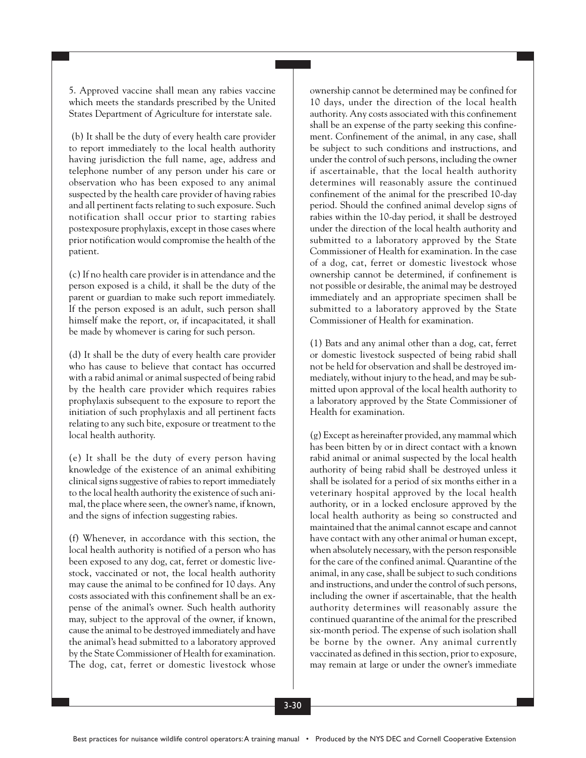5. Approved vaccine shall mean any rabies vaccine which meets the standards prescribed by the United States Department of Agriculture for interstate sale.

(b) It shall be the duty of every health care provider to report immediately to the local health authority having jurisdiction the full name, age, address and telephone number of any person under his care or observation who has been exposed to any animal suspected by the health care provider of having rabies and all pertinent facts relating to such exposure. Such notification shall occur prior to starting rabies postexposure prophylaxis, except in those cases where prior notification would compromise the health of the patient.

(c) If no health care provider is in attendance and the person exposed is a child, it shall be the duty of the parent or guardian to make such report immediately. If the person exposed is an adult, such person shall himself make the report, or, if incapacitated, it shall be made by whomever is caring for such person.

(d) It shall be the duty of every health care provider who has cause to believe that contact has occurred with a rabid animal or animal suspected of being rabid by the health care provider which requires rabies prophylaxis subsequent to the exposure to report the initiation of such prophylaxis and all pertinent facts relating to any such bite, exposure or treatment to the local health authority.

(e) It shall be the duty of every person having knowledge of the existence of an animal exhibiting clinical signs suggestive of rabies to report immediately to the local health authority the existence of such animal, the place where seen, the owner's name, if known, and the signs of infection suggesting rabies.

(f) Whenever, in accordance with this section, the local health authority is notified of a person who has been exposed to any dog, cat, ferret or domestic livestock, vaccinated or not, the local health authority may cause the animal to be confined for 10 days. Any costs associated with this confinement shall be an expense of the animal's owner. Such health authority may, subject to the approval of the owner, if known, cause the animal to be destroyed immediately and have the animal's head submitted to a laboratory approved by the State Commissioner of Health for examination. The dog, cat, ferret or domestic livestock whose ownership cannot be determined may be confined for 10 days, under the direction of the local health authority. Any costs associated with this confinement shall be an expense of the party seeking this confinement. Confinement of the animal, in any case, shall be subject to such conditions and instructions, and under the control of such persons, including the owner if ascertainable, that the local health authority determines will reasonably assure the continued confinement of the animal for the prescribed 10-day period. Should the confined animal develop signs of rabies within the 10-day period, it shall be destroyed under the direction of the local health authority and submitted to a laboratory approved by the State Commissioner of Health for examination. In the case of a dog, cat, ferret or domestic livestock whose ownership cannot be determined, if confinement is not possible or desirable, the animal may be destroyed immediately and an appropriate specimen shall be submitted to a laboratory approved by the State Commissioner of Health for examination.

(1) Bats and any animal other than a dog, cat, ferret or domestic livestock suspected of being rabid shall not be held for observation and shall be destroyed immediately, without injury to the head, and may be submitted upon approval of the local health authority to a laboratory approved by the State Commissioner of Health for examination.

(g) Except as hereinafter provided, any mammal which has been bitten by or in direct contact with a known rabid animal or animal suspected by the local health authority of being rabid shall be destroyed unless it shall be isolated for a period of six months either in a veterinary hospital approved by the local health authority, or in a locked enclosure approved by the local health authority as being so constructed and maintained that the animal cannot escape and cannot have contact with any other animal or human except, when absolutely necessary, with the person responsible for the care of the confined animal. Quarantine of the animal, in any case, shall be subject to such conditions and instructions, and under the control of such persons, including the owner if ascertainable, that the health authority determines will reasonably assure the continued quarantine of the animal for the prescribed six-month period. The expense of such isolation shall be borne by the owner. Any animal currently vaccinated as defined in this section, prior to exposure, may remain at large or under the owner's immediate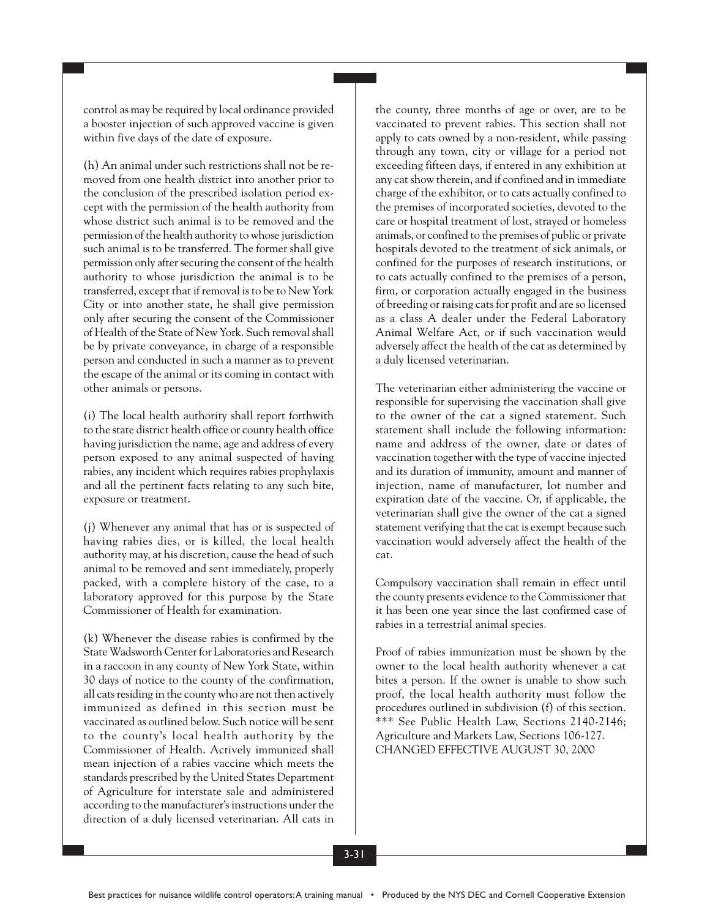control as may be required by local ordinance provided a booster injection of such approved vaccine is given within five days of the date of exposure.

(h) An animal under such restrictions shall not be removed from one health district into another prior to the conclusion of the prescribed isolation period except with the permission of the health authority from whose district such animal is to be removed and the permission of the health authority to whose jurisdiction such animal is to be transferred. The former shall give permission only after securing the consent of the health authority to whose jurisdiction the animal is to be transferred, except that if removal is to be to New York City or into another state, he shall give permission only after securing the consent of the Commissioner of Health of the State of New York. Such removal shall be by private conveyance, in charge of a responsible person and conducted in such a manner as to prevent the escape of the animal or its coming in contact with other animals or persons.

(i) The local health authority shall report forthwith to the state district health office or county health office having jurisdiction the name, age and address of every person exposed to any animal suspected of having rabies, any incident which requires rabies prophylaxis and all the pertinent facts relating to any such bite, exposure or treatment.

(j) Whenever any animal that has or is suspected of having rabies dies, or is killed, the local health authority may, at his discretion, cause the head of such animal to be removed and sent immediately, properly packed, with a complete history of the case, to a laboratory approved for this purpose by the State Commissioner of Health for examination.

(k) Whenever the disease rabies is confirmed by the State Wadsworth Center for Laboratories and Research in a raccoon in any county of New York State, within 30 days of notice to the county of the confirmation, all cats residing in the county who are not then actively immunized as defined in this section must be vaccinated as outlined below. Such notice will be sent to the county's local health authority by the Commissioner of Health. Actively immunized shall mean injection of a rabies vaccine which meets the standards prescribed by the United States Department of Agriculture for interstate sale and administered according to the manufacturer's instructions under the direction of a duly licensed veterinarian. All cats in the county, three months of age or over, are to be vaccinated to prevent rabies. This section shall not apply to cats owned by a non-resident, while passing through any town, city or village for a period not exceeding fifteen days, if entered in any exhibition at any cat show therein, and if confined and in immediate charge of the exhibitor, or to cats actually confined to the premises of incorporated societies, devoted to the care or hospital treatment of lost, strayed or homeless animals, or confined to the premises of public or private hospitals devoted to the treatment of sick animals, or confined for the purposes of research institutions, or to cats actually confined to the premises of a person, firm, or corporation actually engaged in the business of breeding or raising cats for profit and are so licensed as a class A dealer under the Federal Laboratory Animal Welfare Act, or if such vaccination would adversely affect the health of the cat as determined by a duly licensed veterinarian.

The veterinarian either administering the vaccine or responsible for supervising the vaccination shall give to the owner of the cat a signed statement. Such statement shall include the following information: name and address of the owner, date or dates of vaccination together with the type of vaccine injected and its duration of immunity, amount and manner of injection, name of manufacturer, lot number and expiration date of the vaccine. Or, if applicable, the veterinarian shall give the owner of the cat a signed statement verifying that the cat is exempt because such vaccination would adversely affect the health of the cat.

Compulsory vaccination shall remain in effect until the county presents evidence to the Commissioner that it has been one year since the last confirmed case of rabies in a terrestrial animal species.

Proof of rabies immunization must be shown by the owner to the local health authority whenever a cat bites a person. If the owner is unable to show such proof, the local health authority must follow the procedures outlined in subdivision (f) of this section. *** See Public Health Law, Sections 2140-2146; Agriculture and Markets Law, Sections 106-127. CHANGED EFFECTIVE AUGUST 30, 2000